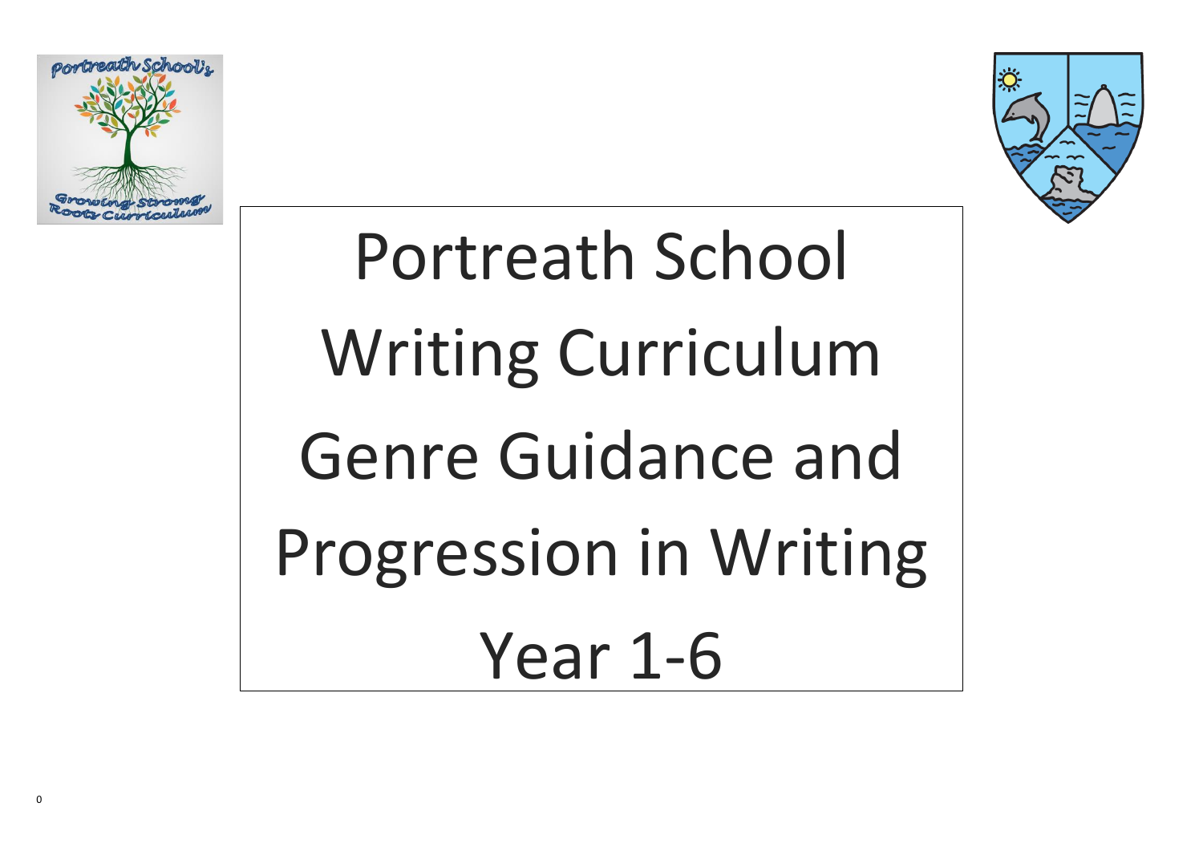# Portreath School Writing Curriculum Genre Guidance and Progression in Writing Year 1-6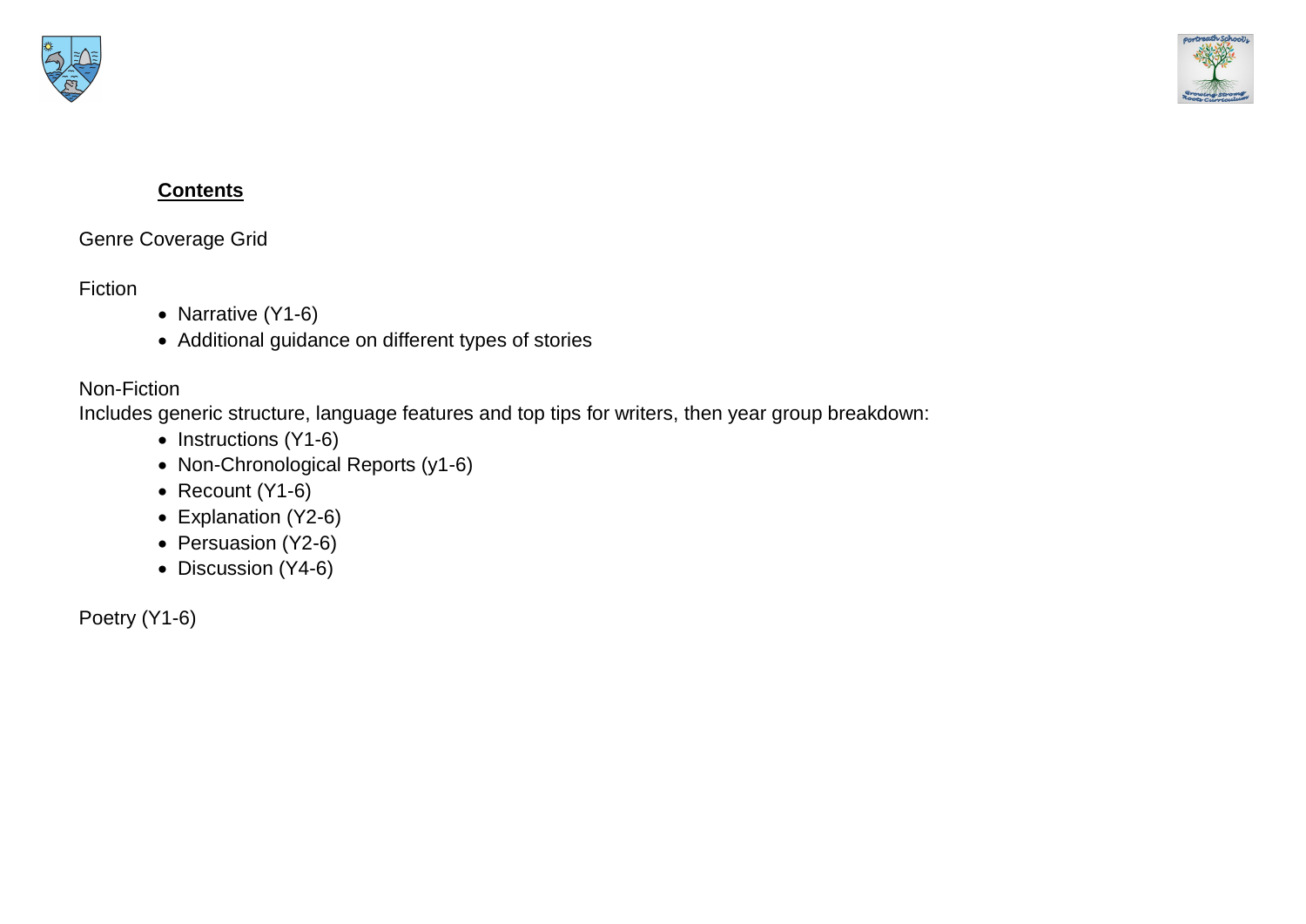## Contents

Genre Coverage Grid

Fiction

- Narrative (Y1-6)
- Additional guidance on different types of stories

Non-Fiction

Includes generic structure, language features and top tips for writers, then year group breakdown:

- Instructions (Y1-6)
- Non-Chronological Reports (y1-6)
- Recount (Y1-6)
- Explanation (Y2-6)
- Persuasion (Y2-6)
- Discussion (Y4-6)

Poetry (Y1-6)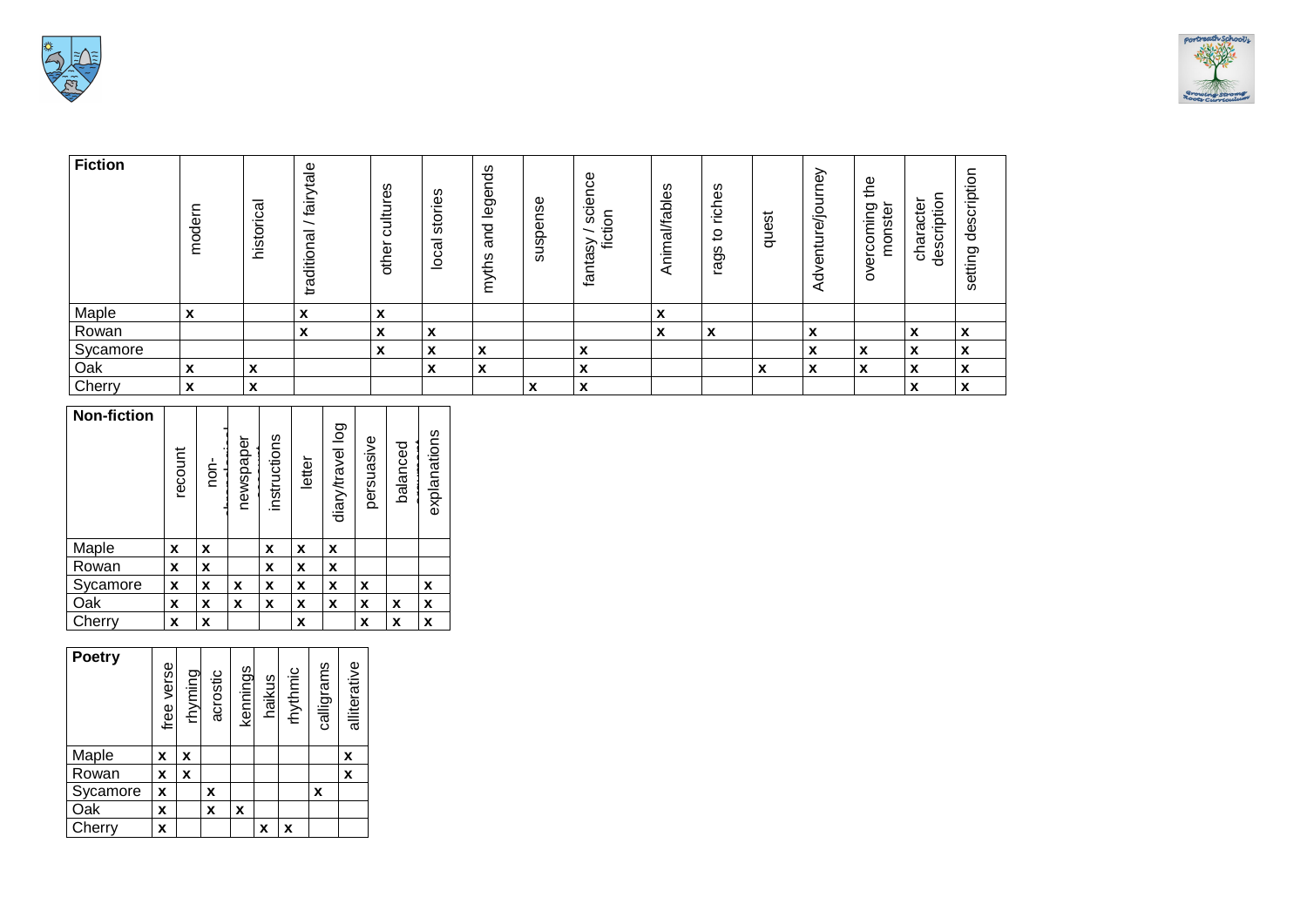| Fiction | modern | historical | traditional / fairytale | other cultures | local stories | myths and legends | suspense | fantasy / science fiction | Animal/fables | rags to riches | quest | Adventure/journey | overcoming the monster | character description | setting description |
|---|---|---|---|---|---|---|---|---|---|---|---|---|---|---|---|
| Maple | x | | x | x | | | | | x | | | | | | |
| Rowan | | | x | x | x | | | | x | x | | x | | x | x |
| Sycamore | | | | x | x | x | | x | | | | x | x | x | x |
| Oak | x | x | | | x | x | | x | | | x | x | x | x | x |
| Cherry | x | x | | | | | x | x | | | | | | x | x |

| Non-fiction | recount | non-chronological | newspaper account | instructions | letter | diary/travel log | persuasive | balanced argument | explanations |
|---|---|---|---|---|---|---|---|---|---|
| Maple | x | x | | x | x | x | | | |
| Rowan | x | x | | x | x | x | | | |
| Sycamore | x | x | x | x | x | x | x | | x |
| Oak | x | x | x | x | x | x | x | x | x |
| Cherry | x | x | | | x | | x | x | x |

| Poetry | free verse | rhyming | acrostic | kennings | haikus | rhythmic | calligrams | alliterative |
|---|---|---|---|---|---|---|---|---|
| Maple | x | x | | | | | | x |
| Rowan | x | x | | | | | | x |
| Sycamore | x | | x | | | | x | |
| Oak | x | | x | x | | | | |
| Cherry | x | | | | x | x | | |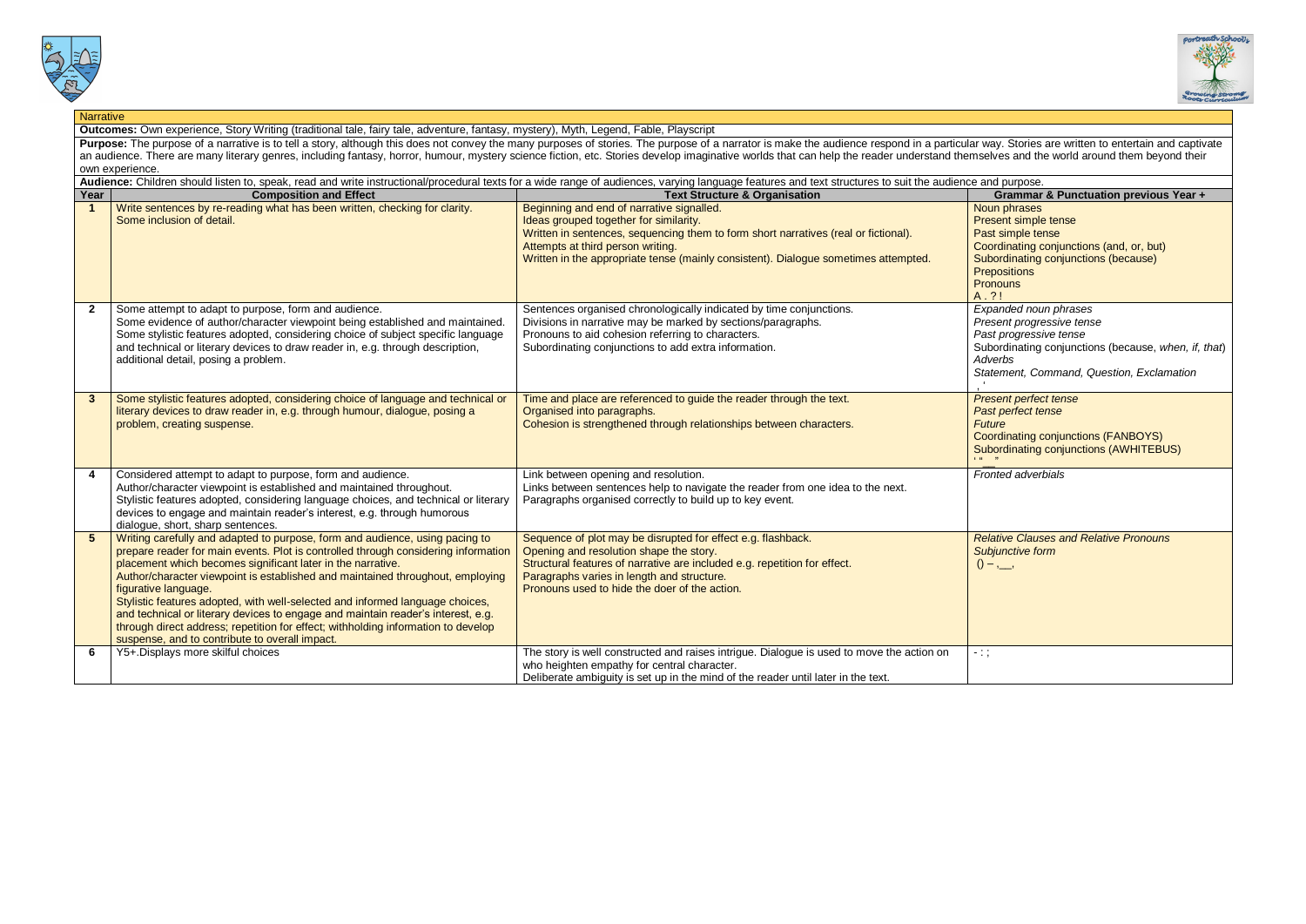## Narrative

**Outcomes:** Own experience, Story Writing (traditional tale, fairy tale, adventure, fantasy, mystery), Myth, Legend, Fable, Playscript

**Purpose:** The purpose of a narrative is to tell a story, although this does not convey the many purposes of stories. The purpose of a narrator is make the audience respond in a particular way. Stories are written to entertain and captivate an audience. There are many literary genres, including fantasy, horror, humour, mystery science fiction, etc. Stories develop imaginative worlds that can help the reader understand themselves and the world around them beyond their own experience.

**Audience:** Children should listen to, speak, read and write instructional/procedural texts for a wide range of audiences, varying language features and text structures to suit the audience and purpose.

| Year | Composition and Effect | Text Structure & Organisation | Grammar & Punctuation previous Year + |
|---|---|---|---|
| **1** | Write sentences by re-reading what has been written, checking for clarity.<br>Some inclusion of detail. | Beginning and end of narrative signalled.<br>Ideas grouped together for similarity.<br>Written in sentences, sequencing them to form short narratives (real or fictional).<br>Attempts at third person writing.<br>Written in the appropriate tense (mainly consistent). Dialogue sometimes attempted. | Noun phrases<br>Present simple tense<br>Past simple tense<br>Coordinating conjunctions (and, or, but)<br>Subordinating conjunctions (because)<br>Prepositions<br>Pronouns<br>A . ? ! |
| **2** | Some attempt to adapt to purpose, form and audience.<br>Some evidence of author/character viewpoint being established and maintained.<br>Some stylistic features adopted, considering choice of subject specific language and technical or literary devices to draw reader in, e.g. through description, additional detail, posing a problem. | Sentences organised chronologically indicated by time conjunctions.<br>Divisions in narrative may be marked by sections/paragraphs.<br>Pronouns to aid cohesion referring to characters.<br>Subordinating conjunctions to add extra information. | *Expanded noun phrases*<br>*Present progressive tense*<br>*Past progressive tense*<br>Subordinating conjunctions (because, *when, if, that*)<br>*Adverbs*<br>*Statement, Command, Question, Exclamation*<br>, ' |
| **3** | Some stylistic features adopted, considering choice of language and technical or literary devices to draw reader in, e.g. through humour, dialogue, posing a problem, creating suspense. | Time and place are referenced to guide the reader through the text.<br>Organised into paragraphs.<br>Cohesion is strengthened through relationships between characters. | *Present perfect tense*<br>*Past perfect tense*<br>*Future*<br>Coordinating conjunctions (FANBOYS)<br>Subordinating conjunctions (AWHITEBUS)<br>' " __ " |
| **4** | Considered attempt to adapt to purpose, form and audience.<br>Author/character viewpoint is established and maintained throughout.<br>Stylistic features adopted, considering language choices, and technical or literary devices to engage and maintain reader's interest, e.g. through humorous dialogue, short, sharp sentences. | Link between opening and resolution.<br>Links between sentences help to navigate the reader from one idea to the next.<br>Paragraphs organised correctly to build up to key event. | *Fronted adverbials* |
| **5** | Writing carefully and adapted to purpose, form and audience, using pacing to prepare reader for main events. Plot is controlled through considering information placement which becomes significant later in the narrative.<br>Author/character viewpoint is established and maintained throughout, employing figurative language.<br>Stylistic features adopted, with well-selected and informed language choices, and technical or literary devices to engage and maintain reader's interest, e.g. through direct address; repetition for effect; withholding information to develop suspense, and to contribute to overall impact. | Sequence of plot may be disrupted for effect e.g. flashback.<br>Opening and resolution shape the story.<br>Structural features of narrative are included e.g. repetition for effect.<br>Paragraphs varies in length and structure.<br>Pronouns used to hide the doer of the action. | *Relative Clauses and Relative Pronouns*<br>*Subjunctive form*<br>() – ,__, |
| **6** | Y5+.Displays more skilful choices | The story is well constructed and raises intrigue. Dialogue is used to move the action on who heighten empathy for central character.<br>Deliberate ambiguity is set up in the mind of the reader until later in the text. | - : ; |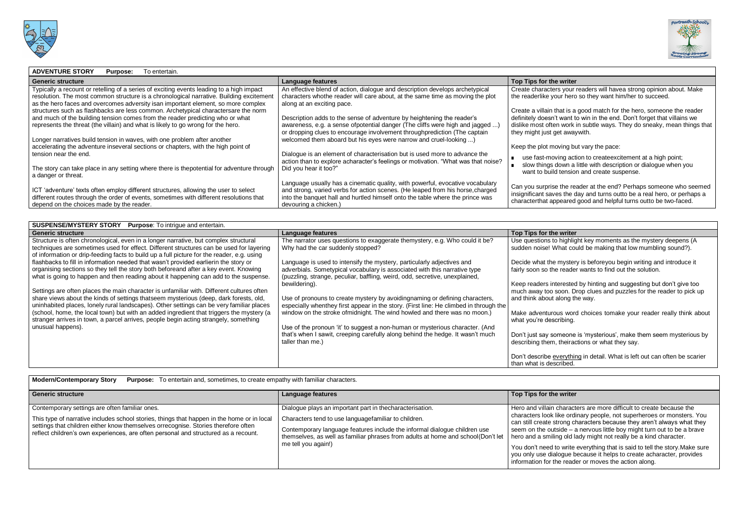| **ADVENTURE STORY** **Purpose:** To entertain. | | |
|---|---|---|
| **Generic structure** | **Language features** | **Top Tips for the writer** |
| Typically a recount or retelling of a series of exciting events leading to a high impact resolution. The most common structure is a chronological narrative. Building excitement as the hero faces and overcomes adversity isan important element, so more complex structures such as flashbacks are less common. Archetypical charactersare the norm and much of the building tension comes from the reader predicting who or what represents the threat (the villain) and what is likely to go wrong for the hero.<br><br>Longer narratives build tension in waves, with one problem after another accelerating the adventure inseveral sections or chapters, with the high point of tension near the end.<br><br>The story can take place in any setting where there is thepotential for adventure through a danger or threat.<br><br>ICT 'adventure' texts often employ different structures, allowing the user to select different routes through the order of events, sometimes with different resolutions that depend on the choices made by the reader. | An effective blend of action, dialogue and description develops archetypical characters whothe reader will care about, at the same time as moving the plot along at an exciting pace.<br><br>Description adds to the sense of adventure by heightening the reader's awareness, e.g. a sense ofpotential danger (The cliffs were high and jagged ...) or dropping clues to encourage involvement throughprediction (The captain welcomed them aboard but his eyes were narrow and cruel-looking ...)<br><br>Dialogue is an element of characterisation but is used more to advance the action than to explore acharacter's feelings or motivation. "What was that noise? Did you hear it too?"<br><br>Language usually has a cinematic quality, with powerful, evocative vocabulary and strong, varied verbs for action scenes. (He leaped from his horse,charged into the banquet hall and hurtled himself onto the table where the prince was devouring a chicken.) | Create characters your readers will havea strong opinion about. Make the readerlike your hero so they want him/her to succeed.<br><br>Create a villain that is a good match for the hero, someone the reader definitely doesn't want to win in the end. Don't forget that villains we dislike most often work in subtle ways. They do sneaky, mean things that they might just get awaywith.<br><br>Keep the plot moving but vary the pace:<br>▪ use fast-moving action to createexcitement at a high point;<br>▪ slow things down a little with description or dialogue when you want to build tension and create suspense.<br><br>Can you surprise the reader at the end? Perhaps someone who seemed insignificant saves the day and turns outto be a real hero, or perhaps a characterthat appeared good and helpful turns outto be two-faced. |

| **SUSPENSE/MYSTERY STORY** **Purpose**: To intrigue and entertain. | | |
|---|---|---|
| **Generic structure** | **Language features** | **Top Tips for the writer** |
| Structure is often chronological, even in a longer narrative, but complex structural techniques are sometimes used for effect. Different structures can be used for layering of information or drip-feeding facts to build up a full picture for the reader, e.g. using flashbacks to fill in information needed that wasn't provided earlierin the story or organising sections so they tell the story both beforeand after a key event. Knowing what is going to happen and then reading about it happening can add to the suspense.<br><br>Settings are often places the main character is unfamiliar with. Different cultures often share views about the kinds of settings thatseem mysterious (deep, dark forests, old, uninhabited places, lonely rural landscapes). Other settings can be very familiar places (school, home, the local town) but with an added ingredient that triggers the mystery (a stranger arrives in town, a parcel arrives, people begin acting strangely, something unusual happens). | The narrator uses questions to exaggerate themystery, e.g. Who could it be? Why had the car suddenly stopped?<br><br>Language is used to intensify the mystery, particularly adjectives and adverbials. Sometypical vocabulary is associated with this narrative type (puzzling, strange, peculiar, baffling, weird, odd, secretive, unexplained, bewildering).<br><br>Use of pronouns to create mystery by avoidingnaming or defining characters, especially whenthey first appear in the story. (First line: He climbed in through the window on the stroke ofmidnight. The wind howled and there was no moon.)<br><br>Use of the pronoun 'it' to suggest a non-human or mysterious character. (And that's when I sawit, creeping carefully along behind the hedge. It wasn't much taller than me.) | Use questions to highlight key moments as the mystery deepens (A sudden noise! What could be making that low mumbling sound?).<br><br>Decide what the mystery is beforeyou begin writing and introduce it fairly soon so the reader wants to find out the solution.<br><br>Keep readers interested by hinting and suggesting but don't give too much away too soon. Drop clues and puzzles for the reader to pick up and think about along the way.<br><br>Make adventurous word choices tomake your reader really think about what you're describing.<br><br>Don't just say someone is 'mysterious', make them seem mysterious by describing them, theiractions or what they say.<br><br>Don't describe <u>everything</u> in detail. What is left out can often be scarier than what is described. |

| **Modern/Contemporary Story** **Purpose:** To entertain and, sometimes, to create empathy with familiar characters. | | |
|---|---|---|
| **Generic structure** | **Language features** | **Top Tips for the writer** |
| Contemporary settings are often familiar ones.<br><br>This type of narrative includes school stories, things that happen in the home or in local settings that children either know themselves orrecognise. Stories therefore often reflect children's own experiences, are often personal and structured as a recount. | Dialogue plays an important part in thecharacterisation.<br><br>Characters tend to use languagefamiliar to children.<br><br>Contemporary language features include the informal dialogue children use themselves, as well as familiar phrases from adults at home and school(Don't let me tell you again!) | Hero and villain characters are more difficult to create because the characters look like ordinary people, not superheroes or monsters. You can still create strong characters because they aren't always what they seem on the outside – a nervous little boy might turn out to be a brave hero and a smiling old lady might not really be a kind character.<br><br>You don't need to write everything that is said to tell the story.Make sure you only use dialogue because it helps to create acharacter, provides information for the reader or moves the action along. |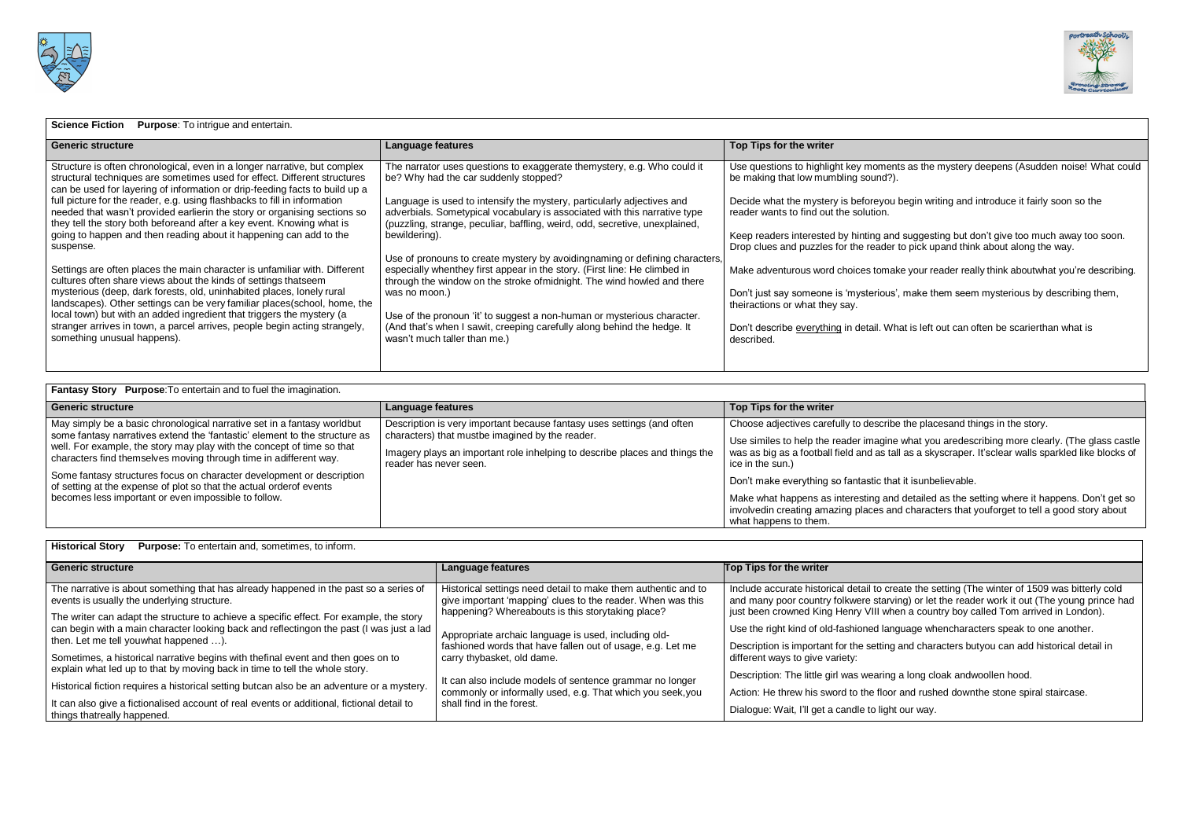**Science Fiction** **Purpose**: To intrigue and entertain.

| Generic structure | Language features | Top Tips for the writer |
| --- | --- | --- |
| Structure is often chronological, even in a longer narrative, but complex structural techniques are sometimes used for effect. Different structures can be used for layering of information or drip-feeding facts to build up a full picture for the reader, e.g. using flashbacks to fill in information needed that wasn't provided earlierin the story or organising sections so they tell the story both beforeand after a key event. Knowing what is going to happen and then reading about it happening can add to the suspense.<br><br>Settings are often places the main character is unfamiliar with. Different cultures often share views about the kinds of settings thatseem mysterious (deep, dark forests, old, uninhabited places, lonely rural landscapes). Other settings can be very familiar places(school, home, the local town) but with an added ingredient that triggers the mystery (a stranger arrives in town, a parcel arrives, people begin acting strangely, something unusual happens). | The narrator uses questions to exaggerate themystery, e.g. Who could it be? Why had the car suddenly stopped?<br><br>Language is used to intensify the mystery, particularly adjectives and adverbials. Sometypical vocabulary is associated with this narrative type (puzzling, strange, peculiar, baffling, weird, odd, secretive, unexplained, bewildering).<br><br>Use of pronouns to create mystery by avoidingnaming or defining characters, especially whenthey first appear in the story. (First line: He climbed in through the window on the stroke ofmidnight. The wind howled and there was no moon.)<br><br>Use of the pronoun 'it' to suggest a non-human or mysterious character. (And that's when I sawit, creeping carefully along behind the hedge. It wasn't much taller than me.) | Use questions to highlight key moments as the mystery deepens (Asudden noise! What could be making that low mumbling sound?).<br><br>Decide what the mystery is beforeyou begin writing and introduce it fairly soon so the reader wants to find out the solution.<br><br>Keep readers interested by hinting and suggesting but don't give too much away too soon. Drop clues and puzzles for the reader to pick upand think about along the way.<br><br>Make adventurous word choices tomake your reader really think aboutwhat you're describing.<br><br>Don't just say someone is 'mysterious', make them seem mysterious by describing them, theiractions or what they say.<br><br>Don't describe everything in detail. What is left out can often be scarierthan what is described. |

**Fantasy Story** **Purpose**:To entertain and to fuel the imagination.

| Generic structure | Language features | Top Tips for the writer |
| --- | --- | --- |
| May simply be a basic chronological narrative set in a fantasy worldbut some fantasy narratives extend the 'fantastic' element to the structure as well. For example, the story may play with the concept of time so that characters find themselves moving through time in adifferent way.<br><br>Some fantasy structures focus on character development or description of setting at the expense of plot so that the actual orderof events becomes less important or even impossible to follow. | Description is very important because fantasy uses settings (and often characters) that mustbe imagined by the reader.<br><br>Imagery plays an important role inhelping to describe places and things the reader has never seen. | Choose adjectives carefully to describe the placesand things in the story.<br><br>Use similes to help the reader imagine what you aredescribing more clearly. (The glass castle was as big as a football field and as tall as a skyscraper. It'sclear walls sparkled like blocks of ice in the sun.)<br><br>Don't make everything so fantastic that it isunbelievable.<br><br>Make what happens as interesting and detailed as the setting where it happens. Don't get so involvedin creating amazing places and characters that youforget to tell a good story about what happens to them. |

**Historical Story** **Purpose:** To entertain and, sometimes, to inform.

| Generic structure | Language features | Top Tips for the writer |
| --- | --- | --- |
| The narrative is about something that has already happened in the past so a series of events is usually the underlying structure.<br><br>The writer can adapt the structure to achieve a specific effect. For example, the story can begin with a main character looking back and reflectingon the past (I was just a lad then. Let me tell youwhat happened …).<br><br>Sometimes, a historical narrative begins with thefinal event and then goes on to explain what led up to that by moving back in time to tell the whole story.<br><br>Historical fiction requires a historical setting butcan also be an adventure or a mystery.<br><br>It can also give a fictionalised account of real events or additional, fictional detail to things thatreally happened. | Historical settings need detail to make them authentic and to give important 'mapping' clues to the reader. When was this happening? Whereabouts is this storytaking place?<br><br>Appropriate archaic language is used, including old-fashioned words that have fallen out of usage, e.g. Let me carry thybasket, old dame.<br><br>It can also include models of sentence grammar no longer commonly or informally used, e.g. That which you seek,you shall find in the forest. | Include accurate historical detail to create the setting (The winter of 1509 was bitterly cold and many poor country folkwere starving) or let the reader work it out (The young prince had just been crowned King Henry VIII when a country boy called Tom arrived in London).<br><br>Use the right kind of old-fashioned language whencharacters speak to one another.<br><br>Description is important for the setting and characters butyou can add historical detail in different ways to give variety:<br><br>Description: The little girl was wearing a long cloak andwoollen hood.<br><br>Action: He threw his sword to the floor and rushed downthe stone spiral staircase.<br><br>Dialogue: Wait, I'll get a candle to light our way. |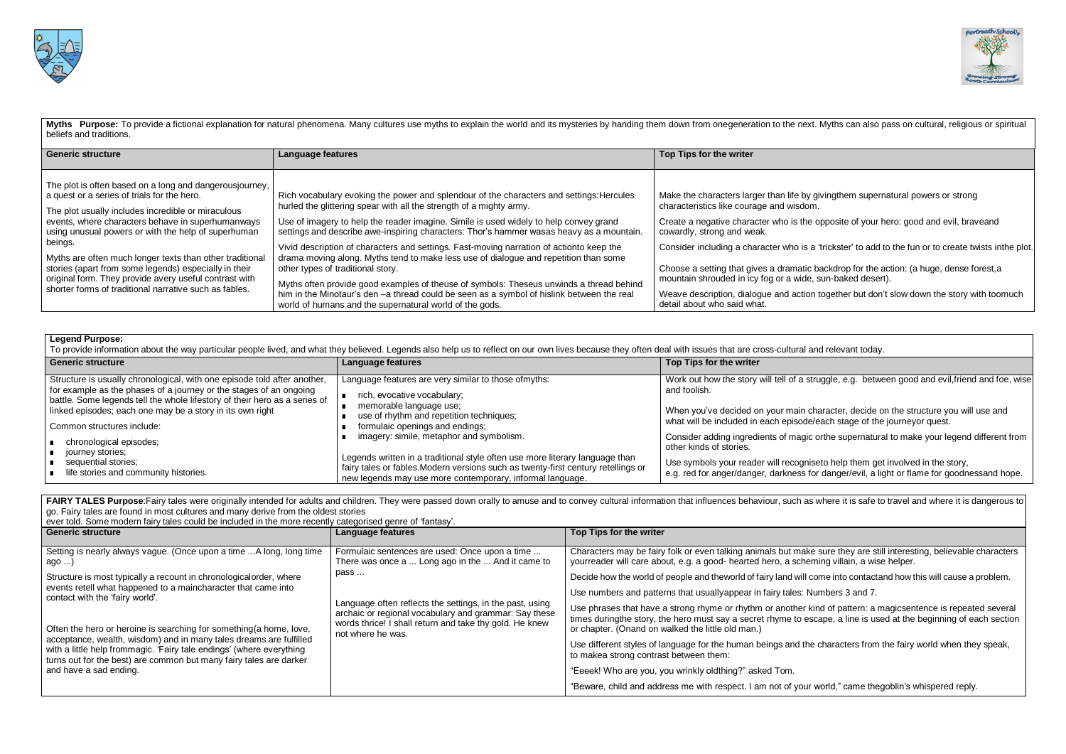**Myths Purpose:** To provide a fictional explanation for natural phenomena. Many cultures use myths to explain the world and its mysteries by handing them down from onegeneration to the next. Myths can also pass on cultural, religious or spiritual beliefs and traditions.

| Generic structure | Language features | Top Tips for the writer |
|---|---|---|
| The plot is often based on a long and dangerousjourney, a quest or a series of trials for the hero.<br><br>The plot usually includes incredible or miraculous events, where characters behave in superhumanways using unusual powers or with the help of superhuman beings.<br><br>Myths are often much longer texts than other traditional stories (apart from some legends) especially in their original form. They provide avery useful contrast with shorter forms of traditional narrative such as fables. | Rich vocabulary evoking the power and splendour of the characters and settings:Hercules hurled the glittering spear with all the strength of a mighty army.<br><br>Use of imagery to help the reader imagine. Simile is used widely to help convey grand settings and describe awe-inspiring characters: Thor's hammer wasas heavy as a mountain.<br><br>Vivid description of characters and settings. Fast-moving narration of actionto keep the drama moving along. Myths tend to make less use of dialogue and repetition than some other types of traditional story.<br><br>Myths often provide good examples of theuse of symbols: Theseus unwinds a thread behind him in the Minotaur's den –a thread could be seen as a symbol of hislink between the real world of humans and the supernatural world of the gods. | Make the characters larger than life by givingthem supernatural powers or strong characteristics like courage and wisdom.<br><br>Create a negative character who is the opposite of your hero: good and evil, braveand cowardly, strong and weak.<br><br>Consider including a character who is a 'trickster' to add to the fun or to create twists inthe plot.<br><br>Choose a setting that gives a dramatic backdrop for the action: (a huge, dense forest,a mountain shrouded in icy fog or a wide, sun-baked desert).<br><br>Weave description, dialogue and action together but don't slow down the story with toomuch detail about who said what. |

**Legend Purpose:**
To provide information about the way particular people lived, and what they believed. Legends also help us to reflect on our own lives because they often deal with issues that are cross-cultural and relevant today.

| Generic structure | Language features | Top Tips for the writer |
|---|---|---|
| Structure is usually chronological, with one episode told after another, for example as the phases of a journey or the stages of an ongoing battle. Some legends tell the whole lifestory of their hero as a series of linked episodes; each one may be a story in its own right<br><br>Common structures include:<br>▪ chronological episodes;<br>▪ journey stories;<br>▪ sequential stories;<br>▪ life stories and community histories. | Language features are very similar to those ofmyths:<br>▪ rich, evocative vocabulary;<br>▪ memorable language use;<br>▪ use of rhythm and repetition techniques;<br>▪ formulaic openings and endings;<br>▪ imagery: simile, metaphor and symbolism.<br><br>Legends written in a traditional style often use more literary language than fairy tales or fables.Modern versions such as twenty-first century retellings or new legends may use more contemporary, informal language. | Work out how the story will tell of a struggle, e.g. between good and evil,friend and foe, wise and foolish.<br><br>When you've decided on your main character, decide on the structure you will use and what will be included in each episode/each stage of the journeyor quest.<br><br>Consider adding ingredients of magic orthe supernatural to make your legend different from other kinds of stories.<br><br>Use symbols your reader will recogniseto help them get involved in the story, e.g. red for anger/danger, darkness for danger/evil, a light or flame for goodnessand hope. |

**FAIRY TALES Purpose**:Fairy tales were originally intended for adults and children. They were passed down orally to amuse and to convey cultural information that influences behaviour, such as where it is safe to travel and where it is dangerous to go. Fairy tales are found in most cultures and many derive from the oldest stories ever told. Some modern fairy tales could be included in the more recently categorised genre of 'fantasy'.

| Generic structure | Language features | Top Tips for the writer |
|---|---|---|
| Setting is nearly always vague. (Once upon a time ...A long, long time ago ...)<br><br>Structure is most typically a recount in chronologicalorder, where events retell what happened to a maincharacter that came into contact with the 'fairy world'.<br><br>Often the hero or heroine is searching for something(a home, love, acceptance, wealth, wisdom) and in many tales dreams are fulfilled with a little help frommagic. 'Fairy tale endings' (where everything turns out for the best) are common but many fairy tales are darker and have a sad ending. | Formulaic sentences are used: Once upon a time ... There was once a ... Long ago in the ... And it came to pass ...<br><br>Language often reflects the settings, in the past, using archaic or regional vocabulary and grammar: Say these words thrice! I shall return and take thy gold. He knew not where he was. | Characters may be fairy folk or even talking animals but make sure they are still interesting, believable characters yourreader will care about, e.g. a good- hearted hero, a scheming villain, a wise helper.<br><br>Decide how the world of people and theworld of fairy land will come into contactand how this will cause a problem.<br><br>Use numbers and patterns that usuallyappear in fairy tales: Numbers 3 and 7.<br><br>Use phrases that have a strong rhyme or rhythm or another kind of pattern: a magicsentence is repeated several times duringthe story, the hero must say a secret rhyme to escape, a line is used at the beginning of each section or chapter. (Onand on walked the little old man.)<br><br>Use different styles of language for the human beings and the characters from the fairy world when they speak, to makea strong contrast between them:<br><br>"Eeeek! Who are you, you wrinkly oldthing?" asked Tom.<br><br>"Beware, child and address me with respect. I am not of your world," came thegoblin's whispered reply. |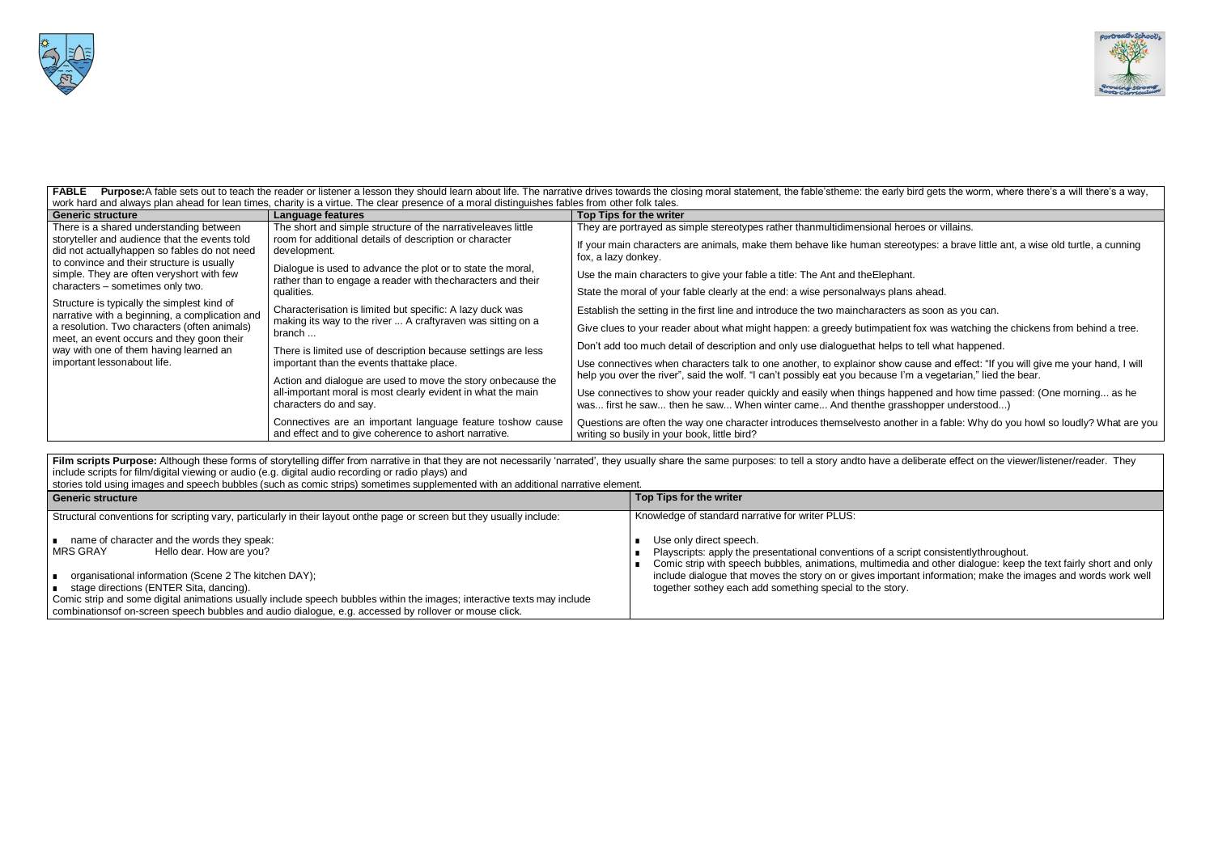**FABLE Purpose:** A fable sets out to teach the reader or listener a lesson they should learn about life. The narrative drives towards the closing moral statement, the fable's theme: the early bird gets the worm, where there's a will there's a way, work hard and always plan ahead for lean times, charity is a virtue. The clear presence of a moral distinguishes fables from other folk tales.

| Generic structure | Language features | Top Tips for the writer |
|---|---|---|
| There is a shared understanding between storyteller and audience that the events told did not actually happen so fables do not need to convince and their structure is usually simple. They are often very short with few characters – sometimes only two.<br><br>Structure is typically the simplest kind of narrative with a beginning, a complication and a resolution. Two characters (often animals) meet, an event occurs and they go on their way with one of them having learned an important lesson about life. | The short and simple structure of the narrative leaves little room for additional details of description or character development.<br><br>Dialogue is used to advance the plot or to state the moral, rather than to engage a reader with the characters and their qualities.<br><br>Characterisation is limited but specific: A lazy duck was making its way to the river ... A crafty raven was sitting on a branch ...<br><br>There is limited use of description because settings are less important than the events that take place.<br><br>Action and dialogue are used to move the story on because the all-important moral is most clearly evident in what the main characters do and say.<br><br>Connectives are an important language feature to show cause and effect and to give coherence to a short narrative. | They are portrayed as simple stereotypes rather than multidimensional heroes or villains.<br><br>If your main characters are animals, make them behave like human stereotypes: a brave little ant, a wise old turtle, a cunning fox, a lazy donkey.<br><br>Use the main characters to give your fable a title: The Ant and the Elephant.<br><br>State the moral of your fable clearly at the end: a wise person always plans ahead.<br><br>Establish the setting in the first line and introduce the two main characters as soon as you can.<br><br>Give clues to your reader about what might happen: a greedy but impatient fox was watching the chickens from behind a tree.<br><br>Don't add too much detail of description and only use dialogue that helps to tell what happened.<br><br>Use connectives when characters talk to one another, to explain or show cause and effect: "If you will give me your hand, I will help you over the river", said the wolf. "I can't possibly eat you because I'm a vegetarian," lied the bear.<br><br>Use connectives to show your reader quickly and easily when things happened and how time passed: (One morning... as he was... first he saw... then he saw... When winter came... And then the grasshopper understood...)<br><br>Questions are often the way one character introduces themselves to another in a fable: Why do you howl so loudly? What are you writing so busily in your book, little bird? |

**Film scripts Purpose:** Although these forms of storytelling differ from narrative in that they are not necessarily 'narrated', they usually share the same purposes: to tell a story and to have a deliberate effect on the viewer/listener/reader. They include scripts for film/digital viewing or audio (e.g. digital audio recording or radio plays) and stories told using images and speech bubbles (such as comic strips) sometimes supplemented with an additional narrative element.

| Generic structure | Top Tips for the writer |
|---|---|
| Structural conventions for scripting vary, particularly in their layout on the page or screen but they usually include:<br><br>■ name of character and the words they speak:<br>MRS GRAY Hello dear. How are you?<br><br>■ organisational information (Scene 2 The kitchen DAY);<br>■ stage directions (ENTER Sita, dancing).<br>Comic strip and some digital animations usually include speech bubbles within the images; interactive texts may include combinations of on-screen speech bubbles and audio dialogue, e.g. accessed by rollover or mouse click. | Knowledge of standard narrative for writer PLUS:<br><br>■ Use only direct speech.<br>■ Playscripts: apply the presentational conventions of a script consistently throughout.<br>■ Comic strip with speech bubbles, animations, multimedia and other dialogue: keep the text fairly short and only include dialogue that moves the story on or gives important information; make the images and words work well together so they each add something special to the story. |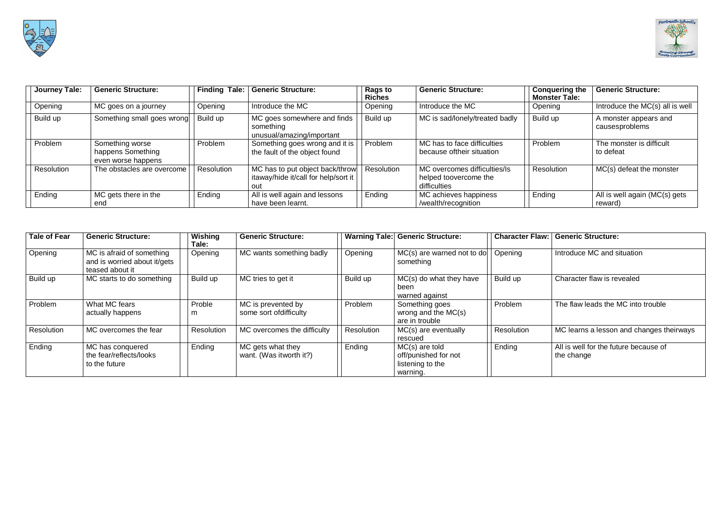| Journey Tale: | Generic Structure: | Finding Tale: | Generic Structure: | Rags to Riches | Generic Structure: | Conquering the Monster Tale: | Generic Structure: |
|---|---|---|---|---|---|---|---|
| Opening | MC goes on a journey | Opening | Introduce the MC | Opening | Introduce the MC | Opening | Introduce the MC(s) all is well |
| Build up | Something small goes wrong | Build up | MC goes somewhere and finds something unusual/amazing/important | Build up | MC is sad/lonely/treated badly | Build up | A monster appears and causesproblems |
| Problem | Something worse happens Something even worse happens | Problem | Something goes wrong and it is the fault of the object found | Problem | MC has to face difficulties because oftheir situation | Problem | The monster is difficult to defeat |
| Resolution | The obstacles are overcome | Resolution | MC has to put object back/throw itaway/hide it/call for help/sort it out | Resolution | MC overcomes difficulties/Is helped toovercome the difficulties | Resolution | MC(s) defeat the monster |
| Ending | MC gets there in the end | Ending | All is well again and lessons have been learnt. | Ending | MC achieves happiness /wealth/recognition | Ending | All is well again (MC(s) gets reward) |

| Tale of Fear | Generic Structure: | Wishing Tale: | Generic Structure: | Warning Tale: | Generic Structure: | Character Flaw: | Generic Structure: |
|---|---|---|---|---|---|---|---|
| Opening | MC is afraid of something and is worried about it/gets teased about it | Opening | MC wants something badly | Opening | MC(s) are warned not to do something | Opening | Introduce MC and situation |
| Build up | MC starts to do something | Build up | MC tries to get it | Build up | MC(s) do what they have been warned against | Build up | Character flaw is revealed |
| Problem | What MC fears actually happens | Proble m | MC is prevented by some sort ofdifficulty | Problem | Something goes wrong and the MC(s) are in trouble | Problem | The flaw leads the MC into trouble |
| Resolution | MC overcomes the fear | Resolution | MC overcomes the difficulty | Resolution | MC(s) are eventually rescued | Resolution | MC learns a lesson and changes theirways |
| Ending | MC has conquered the fear/reflects/looks to the future | Ending | MC gets what they want. (Was itworth it?) | Ending | MC(s) are told off/punished for not listening to the warning. | Ending | All is well for the future because of the change |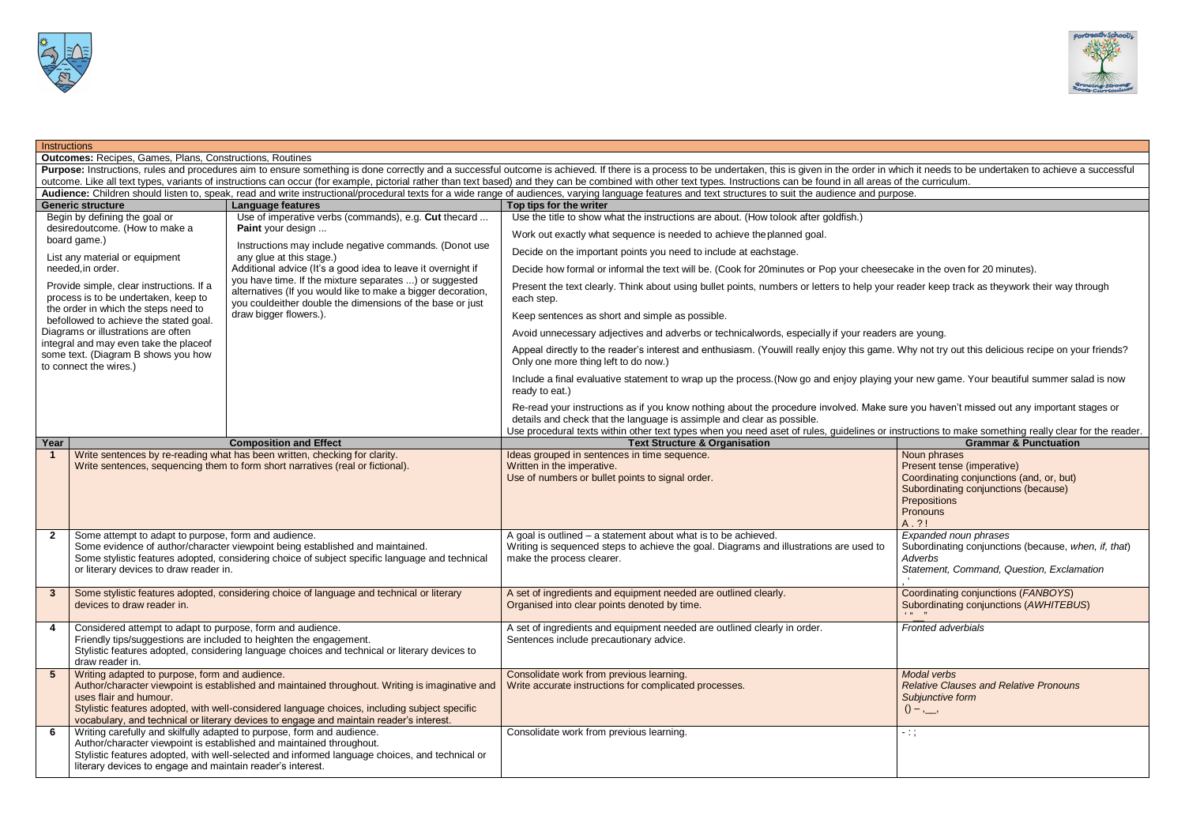## Instructions

**Outcomes:** Recipes, Games, Plans, Constructions, Routines

**Purpose:** Instructions, rules and procedures aim to ensure something is done correctly and a successful outcome is achieved. If there is a process to be undertaken, this is given in the order in which it needs to be undertaken to achieve a successful outcome. Like all text types, variants of instructions can occur (for example, pictorial rather than text based) and they can be combined with other text types. Instructions can be found in all areas of the curriculum.

**Audience:** Children should listen to, speak, read and write instructional/procedural texts for a wide range of audiences, varying language features and text structures to suit the audience and purpose.

| Generic structure | Language features | Top tips for the writer |
|---|---|---|
| Begin by defining the goal or desiredoutcome. (How to make a board game.)<br><br>List any material or equipment needed,in order.<br><br>Provide simple, clear instructions. If a process is to be undertaken, keep to the order in which the steps need to be followed to achieve the stated goal.<br>Diagrams or illustrations are often integral and may even take the placeof some text. (Diagram B shows you how to connect the wires.) | Use of imperative verbs (commands), e.g. **Cut** thecard ... **Paint** your design ...<br><br>Instructions may include negative commands. (Donot use any glue at this stage.)<br>Additional advice (It's a good idea to leave it overnight if you have time. If the mixture separates ...) or suggested alternatives (If you would like to make a bigger decoration, you couldeither double the dimensions of the base or just draw bigger flowers.). | Use the title to show what the instructions are about. (How tolook after goldfish.)<br><br>Work out exactly what sequence is needed to achieve theplanned goal.<br><br>Decide on the important points you need to include at eachstage.<br><br>Decide how formal or informal the text will be. (Cook for 20minutes or Pop your cheesecake in the oven for 20 minutes).<br><br>Present the text clearly. Think about using bullet points, numbers or letters to help your reader keep track as theywork their way through each step.<br><br>Keep sentences as short and simple as possible.<br><br>Avoid unnecessary adjectives and adverbs or technicalwords, especially if your readers are young.<br><br>Appeal directly to the reader's interest and enthusiasm. (Youwill really enjoy this game. Why not try out this delicious recipe on your friends? Only one more thing left to do now.)<br><br>Include a final evaluative statement to wrap up the process.(Now go and enjoy playing your new game. Your beautiful summer salad is now ready to eat.)<br><br>Re-read your instructions as if you know nothing about the procedure involved. Make sure you haven't missed out any important stages or details and check that the language is assimple and clear as possible.<br>Use procedural texts within other text types when you need aset of rules, guidelines or instructions to make something really clear for the reader. |

| Year | Composition and Effect | Text Structure & Organisation | Grammar & Punctuation |
|---|---|---|---|
| 1 | Write sentences by re-reading what has been written, checking for clarity.<br>Write sentences, sequencing them to form short narratives (real or fictional). | Ideas grouped in sentences in time sequence.<br>Written in the imperative.<br>Use of numbers or bullet points to signal order. | Noun phrases<br>Present tense (imperative)<br>Coordinating conjunctions (and, or, but)<br>Subordinating conjunctions (because)<br>Prepositions<br>Pronouns<br>A . ? ! |
| 2 | Some attempt to adapt to purpose, form and audience.<br>Some evidence of author/character viewpoint being established and maintained.<br>Some stylistic features adopted, considering choice of subject specific language and technical or literary devices to draw reader in. | A goal is outlined – a statement about what is to be achieved.<br>Writing is sequenced steps to achieve the goal. Diagrams and illustrations are used to make the process clearer. | *Expanded noun phrases*<br>Subordinating conjunctions (because, *when, if, that*)<br>*Adverbs*<br>*Statement, Command, Question, Exclamation*<br>, ' |
| 3 | Some stylistic features adopted, considering choice of language and technical or literary devices to draw reader in. | A set of ingredients and equipment needed are outlined clearly.<br>Organised into clear points denoted by time. | Coordinating conjunctions (*FANBOYS*)<br>Subordinating conjunctions (*AWHITEBUS*)<br>' " " |
| 4 | Considered attempt to adapt to purpose, form and audience.<br>Friendly tips/suggestions are included to heighten the engagement.<br>Stylistic features adopted, considering language choices and technical or literary devices to draw reader in. | A set of ingredients and equipment needed are outlined clearly in order.<br>Sentences include precautionary advice. | *Fronted adverbials* |
| 5 | Writing adapted to purpose, form and audience.<br>Author/character viewpoint is established and maintained throughout. Writing is imaginative and uses flair and humour.<br>Stylistic features adopted, with well-considered language choices, including subject specific vocabulary, and technical or literary devices to engage and maintain reader's interest. | Consolidate work from previous learning.<br>Write accurate instructions for complicated processes. | *Modal verbs*<br>*Relative Clauses and Relative Pronouns*<br>*Subjunctive form*<br>() – ,__, |
| 6 | Writing carefully and skilfully adapted to purpose, form and audience.<br>Author/character viewpoint is established and maintained throughout.<br>Stylistic features adopted, with well-selected and informed language choices, and technical or literary devices to engage and maintain reader's interest. | Consolidate work from previous learning. | - : ; |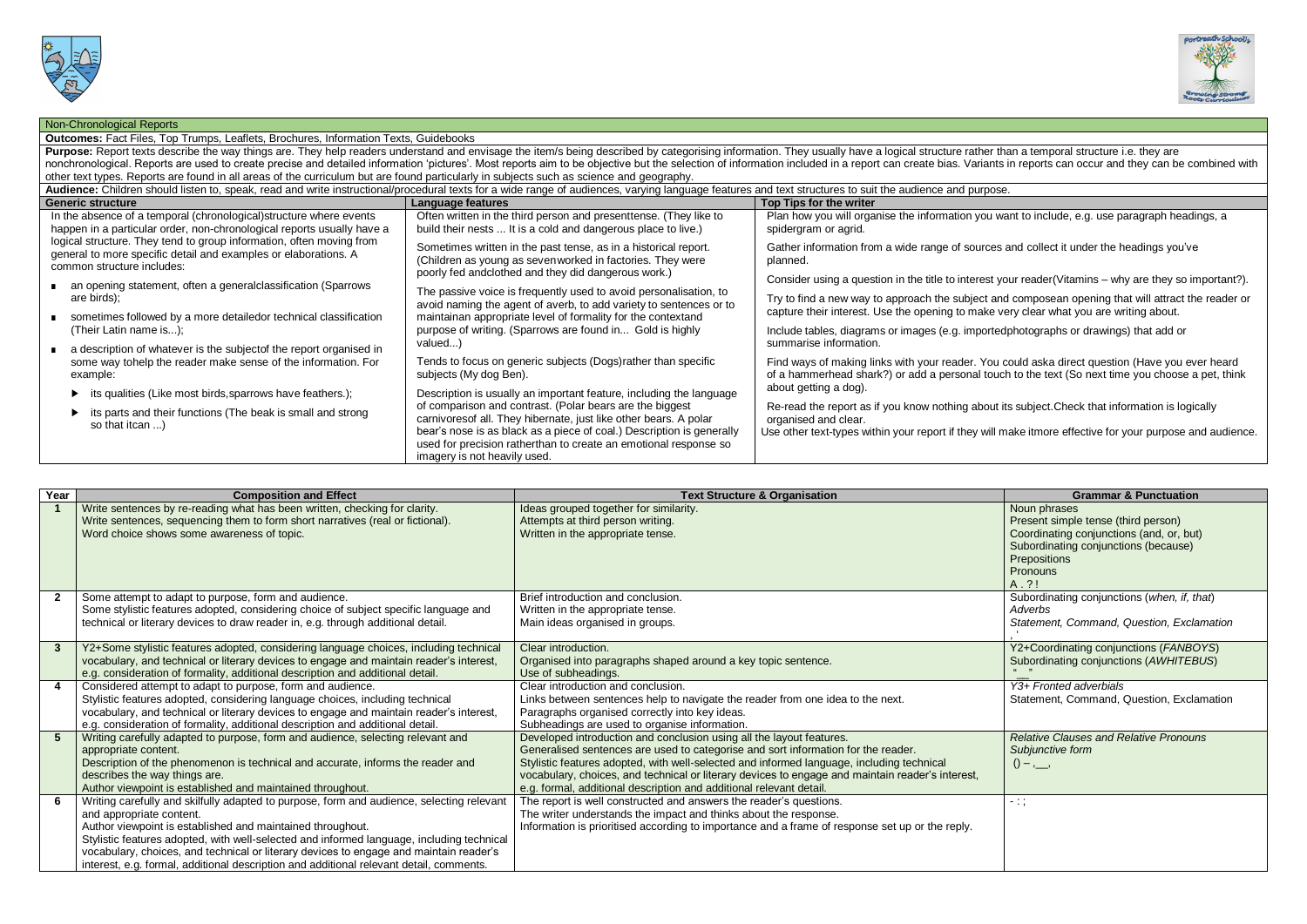## Non-Chronological Reports

**Outcomes:** Fact Files, Top Trumps, Leaflets, Brochures, Information Texts, Guidebooks

**Purpose:** Report texts describe the way things are. They help readers understand and envisage the item/s being described by categorising information. They usually have a logical structure rather than a temporal structure i.e. they are nonchronological. Reports are used to create precise and detailed information 'pictures'. Most reports aim to be objective but the selection of information included in a report can create bias. Variants in reports can occur and they can be combined with other text types. Reports are found in all areas of the curriculum but are found particularly in subjects such as science and geography.

**Audience:** Children should listen to, speak, read and write instructional/procedural texts for a wide range of audiences, varying language features and text structures to suit the audience and purpose.

| Generic structure | Language features | Top Tips for the writer |
|---|---|---|
| In the absence of a temporal (chronological)structure where events happen in a particular order, non-chronological reports usually have a logical structure. They tend to group information, often moving from general to more specific detail and examples or elaborations. A common structure includes:<br>▪ an opening statement, often a generalclassification (Sparrows are birds);<br>▪ sometimes followed by a more detailedor technical classification (Their Latin name is...);<br>▪ a description of whatever is the subjectof the report organised in some way tohelp the reader make sense of the information. For example:<br>► its qualities (Like most birds,sparrows have feathers.);<br>► its parts and their functions (The beak is small and strong so that itcan ...) | Often written in the third person and presenttense. (They like to build their nests ... It is a cold and dangerous place to live.)<br>Sometimes written in the past tense, as in a historical report. (Children as young as sevenworked in factories. They were poorly fed andclothed and they did dangerous work.)<br>The passive voice is frequently used to avoid personalisation, to avoid naming the agent of averb, to add variety to sentences or to maintainan appropriate level of formality for the contextand purpose of writing. (Sparrows are found in... Gold is highly valued...)<br>Tends to focus on generic subjects (Dogs)rather than specific subjects (My dog Ben).<br>Description is usually an important feature, including the language of comparison and contrast. (Polar bears are the biggest carnivoresof all. They hibernate, just like other bears. A polar bear's nose is as black as a piece of coal.) Description is generally used for precision ratherthan to create an emotional response so imagery is not heavily used. | Plan how you will organise the information you want to include, e.g. use paragraph headings, a spidergram or agrid.<br>Gather information from a wide range of sources and collect it under the headings you've planned.<br>Consider using a question in the title to interest your reader(Vitamins – why are they so important?).<br>Try to find a new way to approach the subject and composean opening that will attract the reader or capture their interest. Use the opening to make very clear what you are writing about.<br>Include tables, diagrams or images (e.g. importedphotographs or drawings) that add or summarise information.<br>Find ways of making links with your reader. You could aska direct question (Have you ever heard of a hammerhead shark?) or add a personal touch to the text (So next time you choose a pet, think about getting a dog).<br>Re-read the report as if you know nothing about its subject.Check that information is logically organised and clear.<br>Use other text-types within your report if they will make itmore effective for your purpose and audience. |

| Year | Composition and Effect | Text Structure & Organisation | Grammar & Punctuation |
|---|---|---|---|
| 1 | Write sentences by re-reading what has been written, checking for clarity.<br>Write sentences, sequencing them to form short narratives (real or fictional).<br>Word choice shows some awareness of topic. | Ideas grouped together for similarity.<br>Attempts at third person writing.<br>Written in the appropriate tense. | Noun phrases<br>Present simple tense (third person)<br>Coordinating conjunctions (and, or, but)<br>Subordinating conjunctions (because)<br>Prepositions<br>Pronouns<br>A . ? ! |
| 2 | Some attempt to adapt to purpose, form and audience.<br>Some stylistic features adopted, considering choice of subject specific language and technical or literary devices to draw reader in, e.g. through additional detail. | Brief introduction and conclusion.<br>Written in the appropriate tense.<br>Main ideas organised in groups. | Subordinating conjunctions (*when, if, that*)<br>*Adverbs*<br>*Statement, Command, Question, Exclamation*<br>, ' |
| 3 | Y2+Some stylistic features adopted, considering language choices, including technical vocabulary, and technical or literary devices to engage and maintain reader's interest, e.g. consideration of formality, additional description and additional detail. | Clear introduction.<br>Organised into paragraphs shaped around a key topic sentence.<br>Use of subheadings. | Y2+Coordinating conjunctions (*FANBOYS*)<br>Subordinating conjunctions (*AWHITEBUS*)<br>" __ " |
| 4 | Considered attempt to adapt to purpose, form and audience.<br>Stylistic features adopted, considering language choices, including technical vocabulary, and technical or literary devices to engage and maintain reader's interest, e.g. consideration of formality, additional description and additional detail. | Clear introduction and conclusion.<br>Links between sentences help to navigate the reader from one idea to the next.<br>Paragraphs organised correctly into key ideas.<br>Subheadings are used to organise information. | *Y3+ Fronted adverbials*<br>Statement, Command, Question, Exclamation |
| 5 | Writing carefully adapted to purpose, form and audience, selecting relevant and appropriate content.<br>Description of the phenomenon is technical and accurate, informs the reader and describes the way things are.<br>Author viewpoint is established and maintained throughout. | Developed introduction and conclusion using all the layout features.<br>Generalised sentences are used to categorise and sort information for the reader.<br>Stylistic features adopted, with well-selected and informed language, including technical vocabulary, choices, and technical or literary devices to engage and maintain reader's interest, e.g. formal, additional description and additional relevant detail. | *Relative Clauses and Relative Pronouns*<br>*Subjunctive form*<br>() – ,__, |
| 6 | Writing carefully and skilfully adapted to purpose, form and audience, selecting relevant and appropriate content.<br>Author viewpoint is established and maintained throughout.<br>Stylistic features adopted, with well-selected and informed language, including technical vocabulary, choices, and technical or literary devices to engage and maintain reader's interest, e.g. formal, additional description and additional relevant detail, comments. | The report is well constructed and answers the reader's questions.<br>The writer understands the impact and thinks about the response.<br>Information is prioritised according to importance and a frame of response set up or the reply. | - : ; |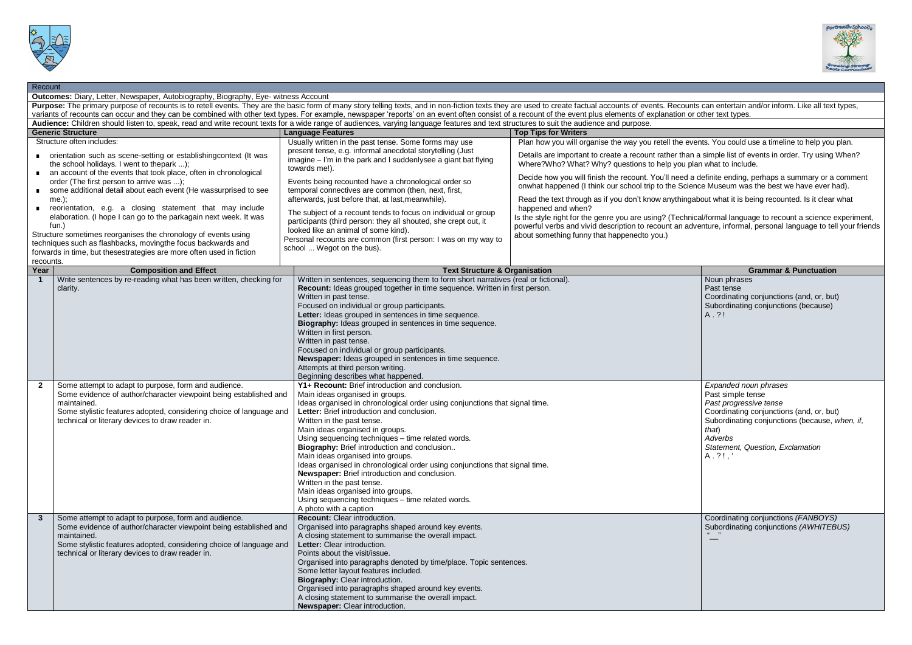## Recount

**Outcomes:** Diary, Letter, Newspaper, Autobiography, Biography, Eye- witness Account

**Purpose:** The primary purpose of recounts is to retell events. They are the basic form of many story telling texts, and in non-fiction texts they are used to create factual accounts of events. Recounts can entertain and/or inform. Like all text types, variants of recounts can occur and they can be combined with other text types. For example, newspaper 'reports' on an event often consist of a recount of the event plus elements of explanation or other text types.

**Audience:** Children should listen to, speak, read and write recount texts for a wide range of audiences, varying language features and text structures to suit the audience and purpose.

| Generic Structure | Language Features | Top Tips for Writers |
|---|---|---|
| Structure often includes:<br>■ orientation such as scene-setting or establishingcontext (It was the school holidays. I went to thepark ...);<br>■ an account of the events that took place, often in chronological order (The first person to arrive was ...);<br>■ some additional detail about each event (He wassurprised to see me.);<br>■ reorientation, e.g. a closing statement that may include elaboration. (I hope I can go to the parkagain next week. It was fun.)<br>Structure sometimes reorganises the chronology of events using techniques such as flashbacks, movingthe focus backwards and forwards in time, but thesestrategies are more often used in fiction recounts. | Usually written in the past tense. Some forms may use present tense, e.g. informal anecdotal storytelling (Just imagine – I'm in the park and I suddenlysee a giant bat flying towards me!).<br>Events being recounted have a chronological order so temporal connectives are common (then, next, first, afterwards, just before that, at last,meanwhile).<br>The subject of a recount tends to focus on individual or group participants (third person: they all shouted, she crept out, it looked like an animal of some kind).<br>Personal recounts are common (first person: I was on my way to school ... Wegot on the bus). | Plan how you will organise the way you retell the events. You could use a timeline to help you plan.<br>Details are important to create a recount rather than a simple list of events in order. Try using When? Where?Who? What? Why? questions to help you plan what to include.<br>Decide how you will finish the recount. You'll need a definite ending, perhaps a summary or a comment onwhat happened (I think our school trip to the Science Museum was the best we have ever had).<br>Read the text through as if you don't know anythingabout what it is being recounted. Is it clear what happened and when?<br>Is the style right for the genre you are using? (Technical/formal language to recount a science experiment, powerful verbs and vivid description to recount an adventure, informal, personal language to tell your friends about something funny that happenedto you.) |

| Year | Composition and Effect | Text Structure & Organisation | Grammar & Punctuation |
|---|---|---|---|
| **1** | Write sentences by re-reading what has been written, checking for clarity. | Written in sentences, sequencing them to form short narratives (real or fictional).<br>**Recount:** Ideas grouped together in time sequence. Written in first person.<br>Written in past tense.<br>Focused on individual or group participants.<br>**Letter:** Ideas grouped in sentences in time sequence.<br>**Biography:** Ideas grouped in sentences in time sequence.<br>Written in first person.<br>Written in past tense.<br>Focused on individual or group participants.<br>**Newspaper:** Ideas grouped in sentences in time sequence.<br>Attempts at third person writing.<br>Beginning describes what happened. | Noun phrases<br>Past tense<br>Coordinating conjunctions (and, or, but)<br>Subordinating conjunctions (because)<br>A . ? ! |
| **2** | Some attempt to adapt to purpose, form and audience.<br>Some evidence of author/character viewpoint being established and maintained.<br>Some stylistic features adopted, considering choice of language and technical or literary devices to draw reader in. | **Y1+ Recount:** Brief introduction and conclusion.<br>Main ideas organised in groups.<br>Ideas organised in chronological order using conjunctions that signal time.<br>**Letter:** Brief introduction and conclusion.<br>Written in the past tense.<br>Main ideas organised in groups.<br>Using sequencing techniques – time related words.<br>**Biography:** Brief introduction and conclusion..<br>Main ideas organised into groups.<br>Ideas organised in chronological order using conjunctions that signal time.<br>**Newspaper:** Brief introduction and conclusion.<br>Written in the past tense.<br>Main ideas organised into groups.<br>Using sequencing techniques – time related words.<br>A photo with a caption | *Expanded noun phrases*<br>Past simple tense<br>*Past progressive tense*<br>Coordinating conjunctions (and, or, but)<br>Subordinating conjunctions (because, *when, if, that*)<br>*Adverbs*<br>*Statement, Question, Exclamation*<br>A . ? ! , ' |
| **3** | Some attempt to adapt to purpose, form and audience.<br>Some evidence of author/character viewpoint being established and maintained.<br>Some stylistic features adopted, considering choice of language and technical or literary devices to draw reader in. | **Recount:** Clear introduction.<br>Organised into paragraphs shaped around key events.<br>A closing statement to summarise the overall impact.<br>**Letter:** Clear introduction.<br>Points about the visit/issue.<br>Organised into paragraphs denoted by time/place. Topic sentences.<br>Some letter layout features included.<br>**Biography:** Clear introduction.<br>Organised into paragraphs shaped around key events.<br>A closing statement to summarise the overall impact.<br>**Newspaper:** Clear introduction. | Coordinating conjunctions *(FANBOYS)*<br>Subordinating conjunctions *(AWHITEBUS)*<br>"__" |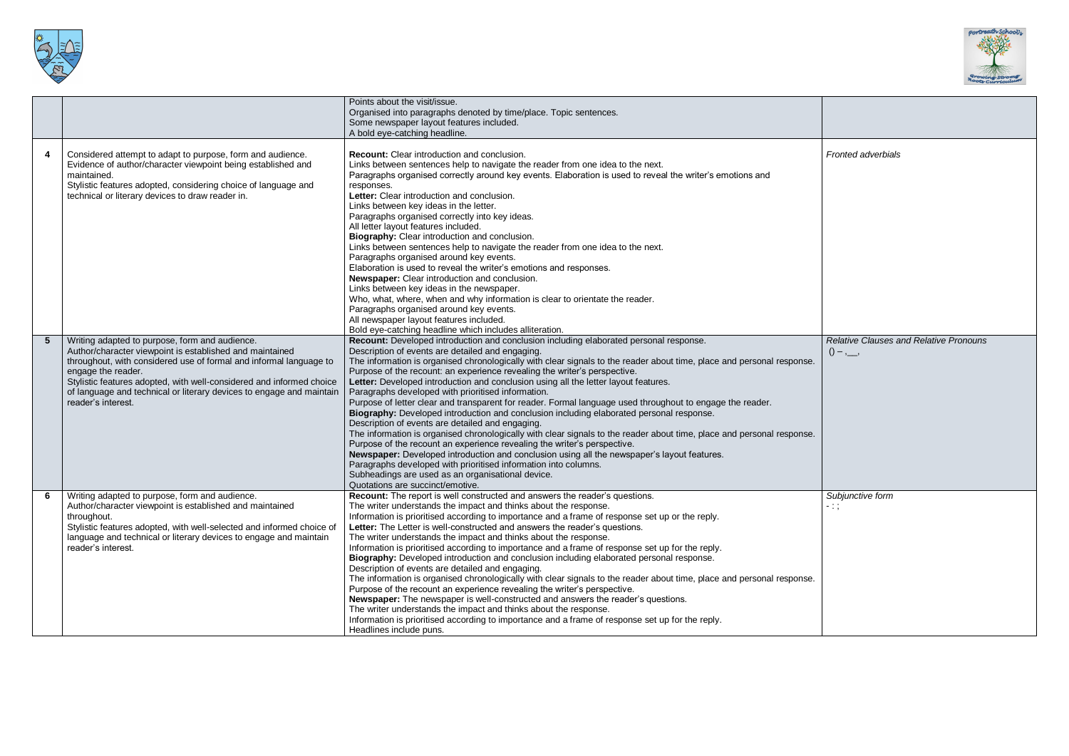| | | | |
|---|---|---|---|
| | | Points about the visit/issue.<br>Organised into paragraphs denoted by time/place. Topic sentences.<br>Some newspaper layout features included.<br>A bold eye-catching headline. | |
| **4** | Considered attempt to adapt to purpose, form and audience.<br>Evidence of author/character viewpoint being established and maintained.<br>Stylistic features adopted, considering choice of language and technical or literary devices to draw reader in. | **Recount:** Clear introduction and conclusion.<br>Links between sentences help to navigate the reader from one idea to the next.<br>Paragraphs organised correctly around key events. Elaboration is used to reveal the writer's emotions and responses.<br>**Letter:** Clear introduction and conclusion.<br>Links between key ideas in the letter.<br>Paragraphs organised correctly into key ideas.<br>All letter layout features included.<br>**Biography:** Clear introduction and conclusion.<br>Links between sentences help to navigate the reader from one idea to the next.<br>Paragraphs organised around key events.<br>Elaboration is used to reveal the writer's emotions and responses.<br>**Newspaper:** Clear introduction and conclusion.<br>Links between key ideas in the newspaper.<br>Who, what, where, when and why information is clear to orientate the reader.<br>Paragraphs organised around key events.<br>All newspaper layout features included.<br>Bold eye-catching headline which includes alliteration. | *Fronted adverbials* |
| **5** | Writing adapted to purpose, form and audience.<br>Author/character viewpoint is established and maintained throughout, with considered use of formal and informal language to engage the reader.<br>Stylistic features adopted, with well-considered and informed choice of language and technical or literary devices to engage and maintain reader's interest. | **Recount:** Developed introduction and conclusion including elaborated personal response.<br>Description of events are detailed and engaging.<br>The information is organised chronologically with clear signals to the reader about time, place and personal response.<br>Purpose of the recount: an experience revealing the writer's perspective.<br>**Letter:** Developed introduction and conclusion using all the letter layout features.<br>Paragraphs developed with prioritised information.<br>Purpose of letter clear and transparent for reader. Formal language used throughout to engage the reader.<br>**Biography:** Developed introduction and conclusion including elaborated personal response.<br>Description of events are detailed and engaging.<br>The information is organised chronologically with clear signals to the reader about time, place and personal response.<br>Purpose of the recount an experience revealing the writer's perspective.<br>**Newspaper:** Developed introduction and conclusion using all the newspaper's layout features.<br>Paragraphs developed with prioritised information into columns.<br>Subheadings are used as an organisational device.<br>Quotations are succinct/emotive. | *Relative Clauses and Relative Pronouns*<br>() – ,__, |
| **6** | Writing adapted to purpose, form and audience.<br>Author/character viewpoint is established and maintained throughout.<br>Stylistic features adopted, with well-selected and informed choice of language and technical or literary devices to engage and maintain reader's interest. | **Recount:** The report is well constructed and answers the reader's questions.<br>The writer understands the impact and thinks about the response.<br>Information is prioritised according to importance and a frame of response set up or the reply.<br>**Letter:** The Letter is well-constructed and answers the reader's questions.<br>The writer understands the impact and thinks about the response.<br>Information is prioritised according to importance and a frame of response set up for the reply.<br>**Biography:** Developed introduction and conclusion including elaborated personal response.<br>Description of events are detailed and engaging.<br>The information is organised chronologically with clear signals to the reader about time, place and personal response.<br>Purpose of the recount an experience revealing the writer's perspective.<br>**Newspaper:** The newspaper is well-constructed and answers the reader's questions.<br>The writer understands the impact and thinks about the response.<br>Information is prioritised according to importance and a frame of response set up for the reply.<br>Headlines include puns. | *Subjunctive form*<br>- : ; |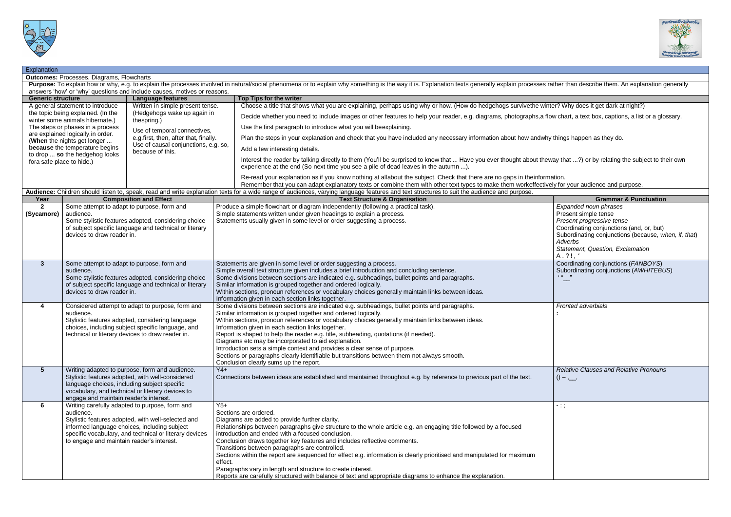## Explanation

**Outcomes:** Processes, Diagrams, Flowcharts

**Purpose:** To explain how or why, e.g. to explain the processes involved in natural/social phenomena or to explain why something is the way it is. Explanation texts generally explain processes rather than describe them. An explanation generally answers 'how' or 'why' questions and include causes, motives or reasons.

| Generic structure | Language features | Top Tips for the writer |
|---|---|---|
| A general statement to introduce the topic being explained. (In the winter some animals hibernate.)<br>The steps or phases in a process are explained logically, in order. (**When** the nights get longer ... **because** the temperature begins to drop ... **so** the hedgehog looks for a safe place to hide.) | Written in simple present tense. (Hedgehogs wake up again in the spring.)<br>Use of temporal connectives, e.g. first, then, after that, finally.<br>Use of causal conjunctions, e.g. so, because of this. | Choose a title that shows what you are explaining, perhaps using why or how. (How do hedgehogs survive the winter? Why does it get dark at night?)<br>Decide whether you need to include images or other features to help your reader, e.g. diagrams, photographs, a flow chart, a text box, captions, a list or a glossary.<br>Use the first paragraph to introduce what you will be explaining.<br>Plan the steps in your explanation and check that you have included any necessary information about how and why things happen as they do.<br>Add a few interesting details.<br>Interest the reader by talking directly to them (You'll be surprised to know that ... Have you ever thought about the way that ...?) or by relating the subject to their own experience at the end (So next time you see a pile of dead leaves in the autumn ...).<br>Re-read your explanation as if you know nothing at all about the subject. Check that there are no gaps in the information.<br>Remember that you can adapt explanatory texts or combine them with other text types to make them work effectively for your audience and purpose. |

**Audience:** Children should listen to, speak, read and write explanation texts for a wide range of audiences, varying language features and text structures to suit the audience and purpose.

| Year | Composition and Effect | Text Structure & Organisation | Grammar & Punctuation |
|---|---|---|---|
| **2 (Sycamore)** | Some attempt to adapt to purpose, form and audience.<br>Some stylistic features adopted, considering choice of subject specific language and technical or literary devices to draw reader in. | Produce a simple flowchart or diagram independently (following a practical task).<br>Simple statements written under given headings to explain a process.<br>Statements usually given in some level or order suggesting a process. | *Expanded noun phrases*<br>Present simple tense<br>*Present progressive tense*<br>Coordinating conjunctions (and, or, but)<br>Subordinating conjunctions (because, *when, if, that*)<br>*Adverbs*<br>*Statement, Question, Exclamation*<br>A . ? ! , ' |
| **3** | Some attempt to adapt to purpose, form and audience.<br>Some stylistic features adopted, considering choice of subject specific language and technical or literary devices to draw reader in. | Statements are given in some level or order suggesting a process.<br>Simple overall text structure given includes a brief introduction and concluding sentence.<br>Some divisions between sections are indicated e.g. subheadings, bullet points and paragraphs.<br>Similar information is grouped together and ordered logically.<br>Within sections, pronoun references or vocabulary choices generally maintain links between ideas.<br>Information given in each section links together. | Coordinating conjunctions (*FANBOYS*)<br>Subordinating conjunctions (*AWHITEBUS*)<br>' "__" |
| **4** | Considered attempt to adapt to purpose, form and audience.<br>Stylistic features adopted, considering language choices, including subject specific language, and technical or literary devices to draw reader in. | Some divisions between sections are indicated e.g. subheadings, bullet points and paragraphs.<br>Similar information is grouped together and ordered logically.<br>Within sections, pronoun references or vocabulary choices generally maintain links between ideas.<br>Information given in each section links together.<br>Report is shaped to help the reader e.g. title, subheading, quotations (if needed).<br>Diagrams etc may be incorporated to aid explanation.<br>Introduction sets a simple context and provides a clear sense of purpose.<br>Sections or paragraphs clearly identifiable but transitions between them not always smooth.<br>Conclusion clearly sums up the report. | *Fronted adverbials*<br>**:** |
| **5** | Writing adapted to purpose, form and audience.<br>Stylistic features adopted, with well-considered language choices, including subject specific vocabulary, and technical or literary devices to engage and maintain reader's interest. | Y4+<br>Connections between ideas are established and maintained throughout e.g. by reference to previous part of the text. | *Relative Clauses and Relative Pronouns*<br>() – ,__, |
| **6** | Writing carefully adapted to purpose, form and audience.<br>Stylistic features adopted, with well-selected and informed language choices, including subject specific vocabulary, and technical or literary devices to engage and maintain reader's interest. | Y5+<br>Sections are ordered.<br>Diagrams are added to provide further clarity.<br>Relationships between paragraphs give structure to the whole article e.g. an engaging title followed by a focused introduction and ended with a focused conclusion.<br>Conclusion draws together key features and includes reflective comments.<br>Transitions between paragraphs are controlled.<br>Sections within the report are sequenced for effect e.g. information is clearly prioritised and manipulated for maximum effect.<br>Paragraphs vary in length and structure to create interest.<br>Reports are carefully structured with balance of text and appropriate diagrams to enhance the explanation. | - : ; |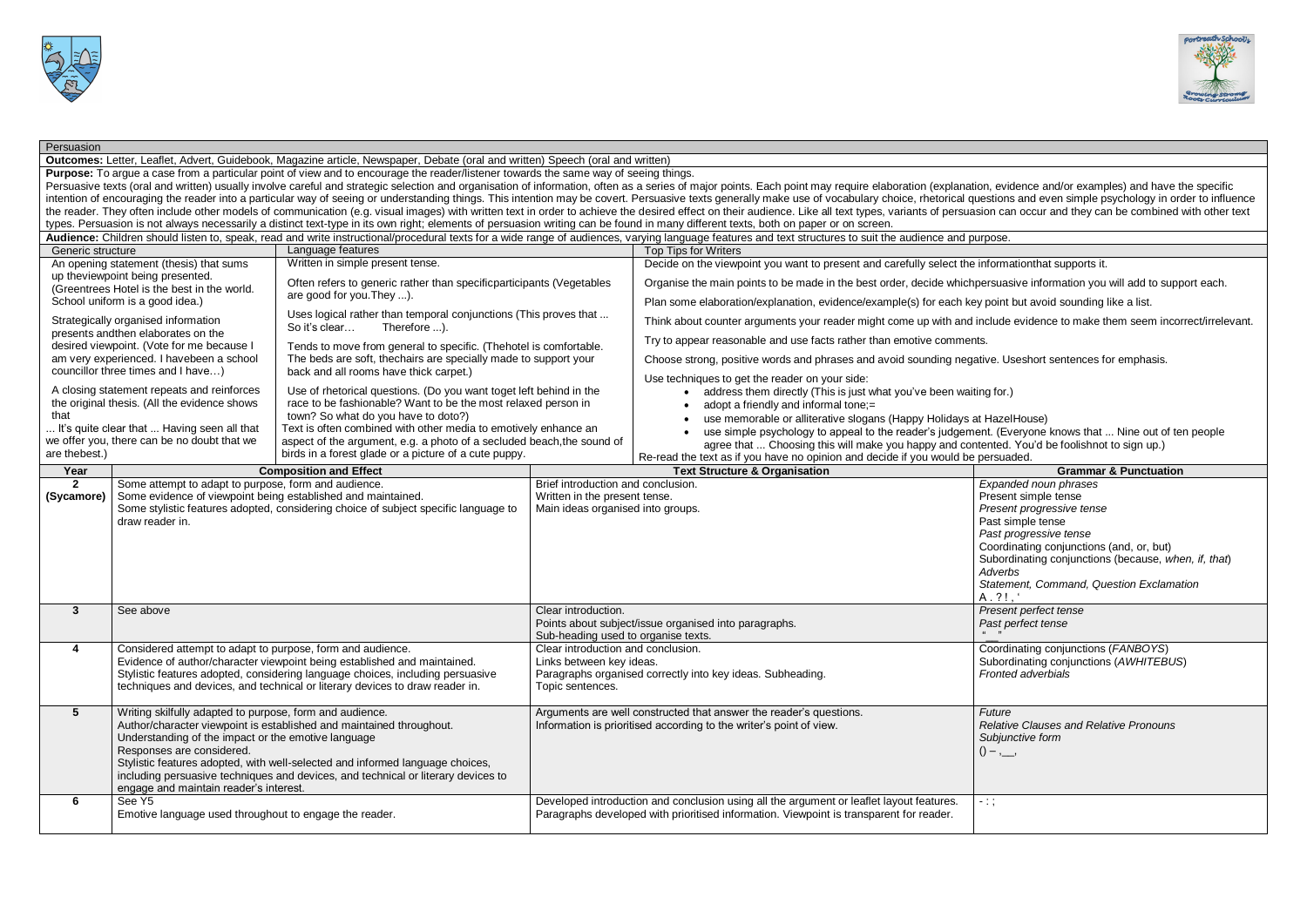## Persuasion

**Outcomes:** Letter, Leaflet, Advert, Guidebook, Magazine article, Newspaper, Debate (oral and written) Speech (oral and written)

**Purpose:** To argue a case from a particular point of view and to encourage the reader/listener towards the same way of seeing things.

Persuasive texts (oral and written) usually involve careful and strategic selection and organisation of information, often as a series of major points. Each point may require elaboration (explanation, evidence and/or examples) and have the specific intention of encouraging the reader into a particular way of seeing or understanding things. This intention may be covert. Persuasive texts generally make use of vocabulary choice, rhetorical questions and even simple psychology in order to influence the reader. They often include other models of communication (e.g. visual images) with written text in order to achieve the desired effect on their audience. Like all text types, variants of persuasion can occur and they can be combined with other text types. Persuasion is not always necessarily a distinct text-type in its own right; elements of persuasion writing can be found in many different texts, both on paper or on screen.

**Audience:** Children should listen to, speak, read and write instructional/procedural texts for a wide range of audiences, varying language features and text structures to suit the audience and purpose.

| Generic structure | Language features | Top Tips for Writers |
|---|---|---|
| An opening statement (thesis) that sums up theviewpoint being presented. (Greentrees Hotel is the best in the world. School uniform is a good idea.)<br><br>Strategically organised information presents andthen elaborates on the desired viewpoint. (Vote for me because I am very experienced. I havebeen a school councillor three times and I have…)<br><br>A closing statement repeats and reinforces the original thesis. (All the evidence shows that ... It's quite clear that ... Having seen all that we offer you, there can be no doubt that we are thebest.) | Written in simple present tense.<br><br>Often refers to generic rather than specificparticipants (Vegetables are good for you.They ...).<br><br>Uses logical rather than temporal conjunctions (This proves that ... So it's clear… Therefore ...).<br><br>Tends to move from general to specific. (Thehotel is comfortable. The beds are soft, thechairs are specially made to support your back and all rooms have thick carpet.)<br><br>Use of rhetorical questions. (Do you want toget left behind in the race to be fashionable? Want to be the most relaxed person in town? So what do you have to doto?)<br>Text is often combined with other media to emotively enhance an aspect of the argument, e.g. a photo of a secluded beach,the sound of birds in a forest glade or a picture of a cute puppy. | Decide on the viewpoint you want to present and carefully select the informationthat supports it.<br><br>Organise the main points to be made in the best order, decide whichpersuasive information you will add to support each.<br><br>Plan some elaboration/explanation, evidence/example(s) for each key point but avoid sounding like a list.<br><br>Think about counter arguments your reader might come up with and include evidence to make them seem incorrect/irrelevant.<br><br>Try to appear reasonable and use facts rather than emotive comments.<br><br>Choose strong, positive words and phrases and avoid sounding negative. Useshort sentences for emphasis.<br><br>Use techniques to get the reader on your side:<br>• address them directly (This is just what you've been waiting for.)<br>• adopt a friendly and informal tone;=<br>• use memorable or alliterative slogans (Happy Holidays at HazelHouse)<br>• use simple psychology to appeal to the reader's judgement. (Everyone knows that ... Nine out of ten people agree that ... Choosing this will make you happy and contented. You'd be foolishnot to sign up.)<br><br>Re-read the text as if you have no opinion and decide if you would be persuaded. |

| Year | Composition and Effect | Text Structure & Organisation | Grammar & Punctuation |
|---|---|---|---|
| **2 (Sycamore)** | Some attempt to adapt to purpose, form and audience.<br>Some evidence of viewpoint being established and maintained.<br>Some stylistic features adopted, considering choice of subject specific language to draw reader in. | Brief introduction and conclusion.<br>Written in the present tense.<br>Main ideas organised into groups. | *Expanded noun phrases*<br>Present simple tense<br>*Present progressive tense*<br>Past simple tense<br>*Past progressive tense*<br>Coordinating conjunctions (and, or, but)<br>Subordinating conjunctions (because, *when, if, that*)<br>*Adverbs*<br>*Statement, Command, Question Exclamation*<br>A . ? ! , ' |
| **3** | See above | Clear introduction.<br>Points about subject/issue organised into paragraphs.<br>Sub-heading used to organise texts. | *Present perfect tense*<br>*Past perfect tense*<br>"__" |
| **4** | Considered attempt to adapt to purpose, form and audience.<br>Evidence of author/character viewpoint being established and maintained.<br>Stylistic features adopted, considering language choices, including persuasive techniques and devices, and technical or literary devices to draw reader in. | Clear introduction and conclusion.<br>Links between key ideas.<br>Paragraphs organised correctly into key ideas. Subheading.<br>Topic sentences. | Coordinating conjunctions (*FANBOYS*)<br>Subordinating conjunctions (*AWHITEBUS*)<br>*Fronted adverbials* |
| **5** | Writing skilfully adapted to purpose, form and audience.<br>Author/character viewpoint is established and maintained throughout.<br>Understanding of the impact or the emotive language<br>Responses are considered.<br>Stylistic features adopted, with well-selected and informed language choices, including persuasive techniques and devices, and technical or literary devices to engage and maintain reader's interest. | Arguments are well constructed that answer the reader's questions.<br>Information is prioritised according to the writer's point of view. | *Future*<br>*Relative Clauses and Relative Pronouns*<br>*Subjunctive form*<br>() – ,__, |
| **6** | See Y5<br>Emotive language used throughout to engage the reader. | Developed introduction and conclusion using all the argument or leaflet layout features.<br>Paragraphs developed with prioritised information. Viewpoint is transparent for reader. | - : ; |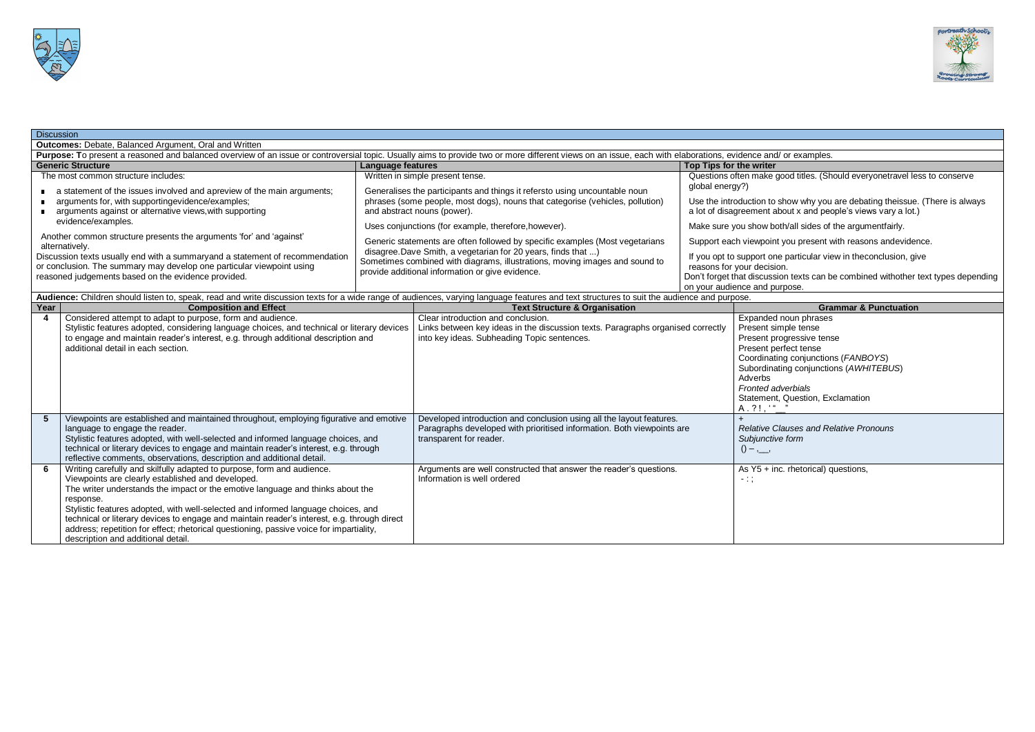## Discussion

**Outcomes:** Debate, Balanced Argument, Oral and Written

**Purpose:** To present a reasoned and balanced overview of an issue or controversial topic. Usually aims to provide two or more different views on an issue, each with elaborations, evidence and/ or examples.

| Generic Structure | Language features | Top Tips for the writer |
|---|---|---|
| The most common structure includes:<br>▪ a statement of the issues involved and a preview of the main arguments;<br>▪ arguments for, with supporting evidence/examples;<br>▪ arguments against or alternative views, with supporting evidence/examples.<br>Another common structure presents the arguments 'for' and 'against' alternatively.<br>Discussion texts usually end with a summary and a statement of recommendation or conclusion. The summary may develop one particular viewpoint using reasoned judgements based on the evidence provided. | Written in simple present tense.<br>Generalises the participants and things it refers to using uncountable noun phrases (some people, most dogs), nouns that categorise (vehicles, pollution) and abstract nouns (power).<br>Uses conjunctions (for example, therefore, however).<br>Generic statements are often followed by specific examples (Most vegetarians disagree. Dave Smith, a vegetarian for 20 years, finds that ...)<br>Sometimes combined with diagrams, illustrations, moving images and sound to provide additional information or give evidence. | Questions often make good titles. (Should everyone travel less to conserve global energy?)<br>Use the introduction to show why you are debating the issue. (There is always a lot of disagreement about x and people's views vary a lot.)<br>Make sure you show both/all sides of the argument fairly.<br>Support each viewpoint you present with reasons and evidence.<br>If you opt to support one particular view in the conclusion, give reasons for your decision.<br>Don't forget that discussion texts can be combined with other text types depending on your audience and purpose. |

**Audience:** Children should listen to, speak, read and write discussion texts for a wide range of audiences, varying language features and text structures to suit the audience and purpose.

| Year | Composition and Effect | Text Structure & Organisation | Grammar & Punctuation |
|---|---|---|---|
| 4 | Considered attempt to adapt to purpose, form and audience.<br>Stylistic features adopted, considering language choices, and technical or literary devices to engage and maintain reader's interest, e.g. through additional description and additional detail in each section. | Clear introduction and conclusion.<br>Links between key ideas in the discussion texts. Paragraphs organised correctly into key ideas. Subheading Topic sentences. | Expanded noun phrases<br>Present simple tense<br>Present progressive tense<br>Present perfect tense<br>Coordinating conjunctions (*FANBOYS*)<br>Subordinating conjunctions (*AWHITEBUS*)<br>Adverbs<br>*Fronted adverbials*<br>Statement, Question, Exclamation<br>A . ? ! , ' " __ " |
| 5 | Viewpoints are established and maintained throughout, employing figurative and emotive language to engage the reader.<br>Stylistic features adopted, with well-selected and informed language choices, and technical or literary devices to engage and maintain reader's interest, e.g. through reflective comments, observations, description and additional detail. | Developed introduction and conclusion using all the layout features.<br>Paragraphs developed with prioritised information. Both viewpoints are transparent for reader. | +<br>*Relative Clauses and Relative Pronouns*<br>*Subjunctive form*<br>() – ,__, |
| 6 | Writing carefully and skilfully adapted to purpose, form and audience.<br>Viewpoints are clearly established and developed.<br>The writer understands the impact or the emotive language and thinks about the response.<br>Stylistic features adopted, with well-selected and informed language choices, and technical or literary devices to engage and maintain reader's interest, e.g. through direct address; repetition for effect; rhetorical questioning, passive voice for impartiality, description and additional detail. | Arguments are well constructed that answer the reader's questions.<br>Information is well ordered | As Y5 + inc. rhetorical) questions,<br>- : ; |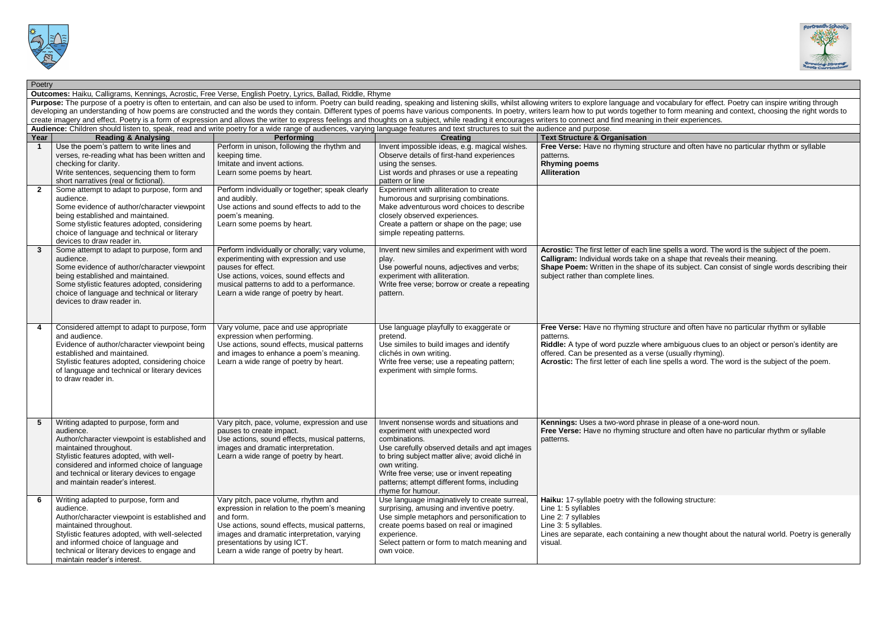Poetry

**Outcomes:** Haiku, Calligrams, Kennings, Acrostic, Free Verse, English Poetry, Lyrics, Ballad, Riddle, Rhyme

**Purpose:** The purpose of a poetry is often to entertain, and can also be used to inform. Poetry can build reading, speaking and listening skills, whilst allowing writers to explore language and vocabulary for effect. Poetry can inspire writing through developing an understanding of how poems are constructed and the words they contain. Different types of poems have various components. In poetry, writers learn how to put words together to form meaning and context, choosing the right words to create imagery and effect. Poetry is a form of expression and allows the writer to express feelings and thoughts on a subject, while reading it encourages writers to connect and find meaning in their experiences.

**Audience:** Children should listen to, speak, read and write poetry for a wide range of audiences, varying language features and text structures to suit the audience and purpose.

| Year | Reading & Analysing | Performing | Creating | Text Structure & Organisation |
|---|---|---|---|---|
| 1 | Use the poem's pattern to write lines and verses, re-reading what has been written and checking for clarity.<br>Write sentences, sequencing them to form short narratives (real or fictional). | Perform in unison, following the rhythm and keeping time.<br>Imitate and invent actions.<br>Learn some poems by heart. | Invent impossible ideas, e.g. magical wishes.<br>Observe details of first-hand experiences using the senses.<br>List words and phrases or use a repeating pattern or line | **Free Verse:** Have no rhyming structure and often have no particular rhythm or syllable patterns.<br>**Rhyming poems**<br>**Alliteration** |
| 2 | Some attempt to adapt to purpose, form and audience.<br>Some evidence of author/character viewpoint being established and maintained.<br>Some stylistic features adopted, considering choice of language and technical or literary devices to draw reader in. | Perform individually or together; speak clearly and audibly.<br>Use actions and sound effects to add to the poem's meaning.<br>Learn some poems by heart. | Experiment with alliteration to create humorous and surprising combinations.<br>Make adventurous word choices to describe closely observed experiences.<br>Create a pattern or shape on the page; use simple repeating patterns. | |
| 3 | Some attempt to adapt to purpose, form and audience.<br>Some evidence of author/character viewpoint being established and maintained.<br>Some stylistic features adopted, considering choice of language and technical or literary devices to draw reader in. | Perform individually or chorally; vary volume, experimenting with expression and use pauses for effect.<br>Use actions, voices, sound effects and musical patterns to add to a performance.<br>Learn a wide range of poetry by heart. | Invent new similes and experiment with word play.<br>Use powerful nouns, adjectives and verbs; experiment with alliteration.<br>Write free verse; borrow or create a repeating pattern. | **Acrostic:** The first letter of each line spells a word. The word is the subject of the poem.<br>**Calligram:** Individual words take on a shape that reveals their meaning.<br>**Shape Poem:** Written in the shape of its subject. Can consist of single words describing their subject rather than complete lines. |
| 4 | Considered attempt to adapt to purpose, form and audience.<br>Evidence of author/character viewpoint being established and maintained.<br>Stylistic features adopted, considering choice of language and technical or literary devices to draw reader in. | Vary volume, pace and use appropriate expression when performing.<br>Use actions, sound effects, musical patterns and images to enhance a poem's meaning.<br>Learn a wide range of poetry by heart. | Use language playfully to exaggerate or pretend.<br>Use similes to build images and identify clichés in own writing.<br>Write free verse; use a repeating pattern; experiment with simple forms. | **Free Verse:** Have no rhyming structure and often have no particular rhythm or syllable patterns.<br>**Riddle:** A type of word puzzle where ambiguous clues to an object or person's identity are offered. Can be presented as a verse (usually rhyming).<br>**Acrostic:** The first letter of each line spells a word. The word is the subject of the poem. |
| 5 | Writing adapted to purpose, form and audience.<br>Author/character viewpoint is established and maintained throughout.<br>Stylistic features adopted, with well-considered and informed choice of language and technical or literary devices to engage and maintain reader's interest. | Vary pitch, pace, volume, expression and use pauses to create impact.<br>Use actions, sound effects, musical patterns, images and dramatic interpretation.<br>Learn a wide range of poetry by heart. | Invent nonsense words and situations and experiment with unexpected word combinations.<br>Use carefully observed details and apt images to bring subject matter alive; avoid cliché in own writing.<br>Write free verse; use or invent repeating patterns; attempt different forms, including rhyme for humour. | **Kennings:** Uses a two-word phrase in please of a one-word noun.<br>**Free Verse:** Have no rhyming structure and often have no particular rhythm or syllable patterns. |
| 6 | Writing adapted to purpose, form and audience.<br>Author/character viewpoint is established and maintained throughout.<br>Stylistic features adopted, with well-selected and informed choice of language and technical or literary devices to engage and maintain reader's interest. | Vary pitch, pace volume, rhythm and expression in relation to the poem's meaning and form.<br>Use actions, sound effects, musical patterns, images and dramatic interpretation, varying presentations by using ICT.<br>Learn a wide range of poetry by heart. | Use language imaginatively to create surreal, surprising, amusing and inventive poetry.<br>Use simple metaphors and personification to create poems based on real or imagined experience.<br>Select pattern or form to match meaning and own voice. | **Haiku:** 17-syllable poetry with the following structure:<br>Line 1: 5 syllables<br>Line 2: 7 syllables<br>Line 3: 5 syllables.<br>Lines are separate, each containing a new thought about the natural world. Poetry is generally visual. |